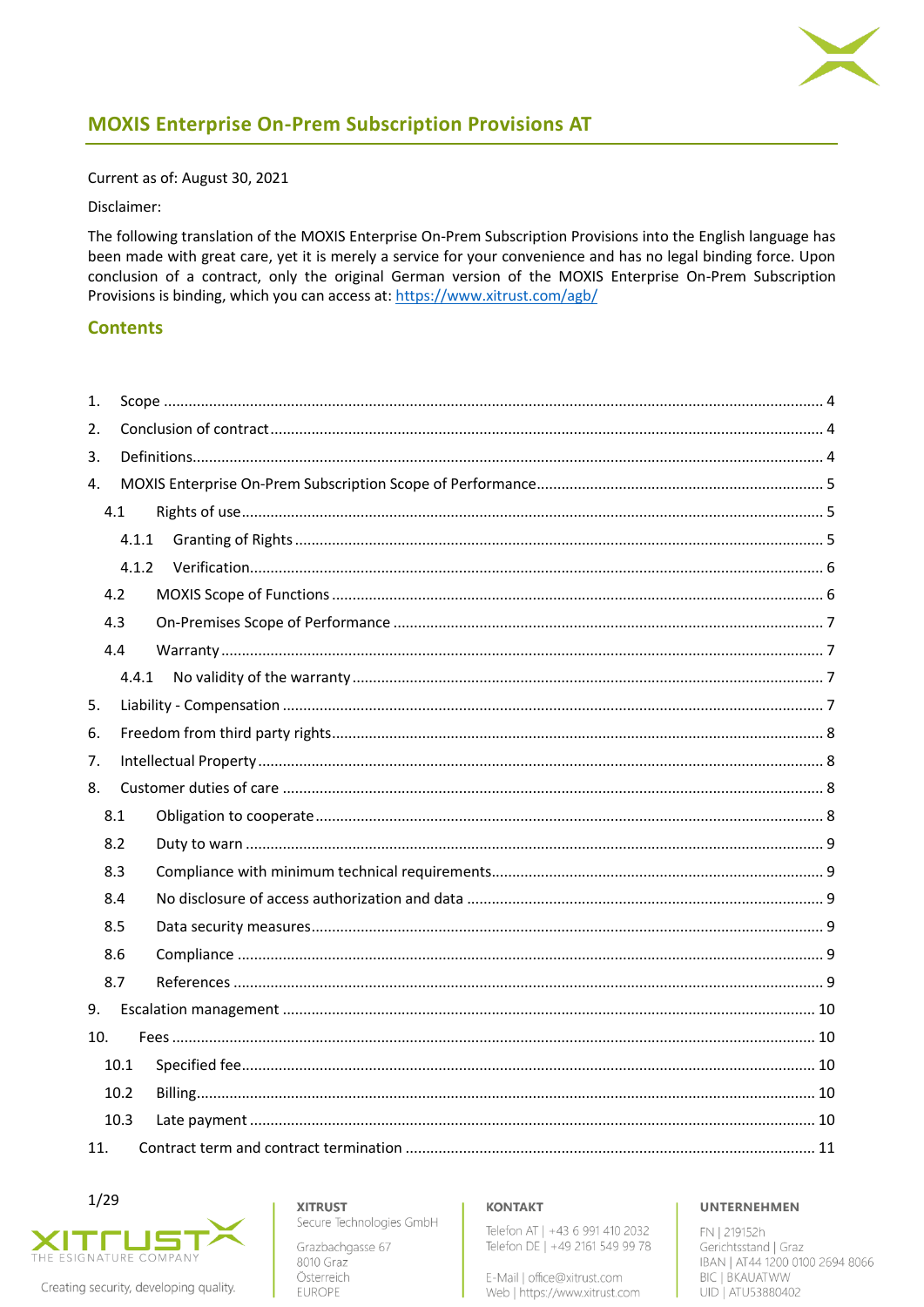# MOXIS Enterprise On-Prem Subscription Provisions AT

Current as of: August 30, 2021

Disclaimer:

The following translation of the MOXIS Enterprise On-Prem Subscription Provisions into the English language has been made with great care, yet it is merely a service for your convenience and has no legal binding force. Upon conclusion of a contract, only the original German version of the MOXIS Enterprise On-Prem Subscription Provisions is binding, which you can access at: [https://www.xitrust.com/agb/](https://www.xitrust.com/agb/)

## Contents

1. Scope ........ 4
2. Conclusion of contract ........ 4
3. Definitions ........ 4
4. MOXIS Enterprise On-Prem Subscription Scope of Performance ........ 5
   - 4.1 Rights of use ........ 5
     - 4.1.1 Granting of Rights ........ 5
     - 4.1.2 Verification ........ 6
   - 4.2 MOXIS Scope of Functions ........ 6
   - 4.3 On-Premises Scope of Performance ........ 7
   - 4.4 Warranty ........ 7
     - 4.4.1 No validity of the warranty ........ 7
5. Liability - Compensation ........ 7
6. Freedom from third party rights ........ 8
7. Intellectual Property ........ 8
8. Customer duties of care ........ 8
   - 8.1 Obligation to cooperate ........ 8
   - 8.2 Duty to warn ........ 9
   - 8.3 Compliance with minimum technical requirements ........ 9
   - 8.4 No disclosure of access authorization and data ........ 9
   - 8.5 Data security measures ........ 9
   - 8.6 Compliance ........ 9
   - 8.7 References ........ 9
9. Escalation management ........ 10
10. Fees ........ 10
    - 10.1 Specified fee ........ 10
    - 10.2 Billing ........ 10
    - 10.3 Late payment ........ 10
11. Contract term and contract termination ........ 11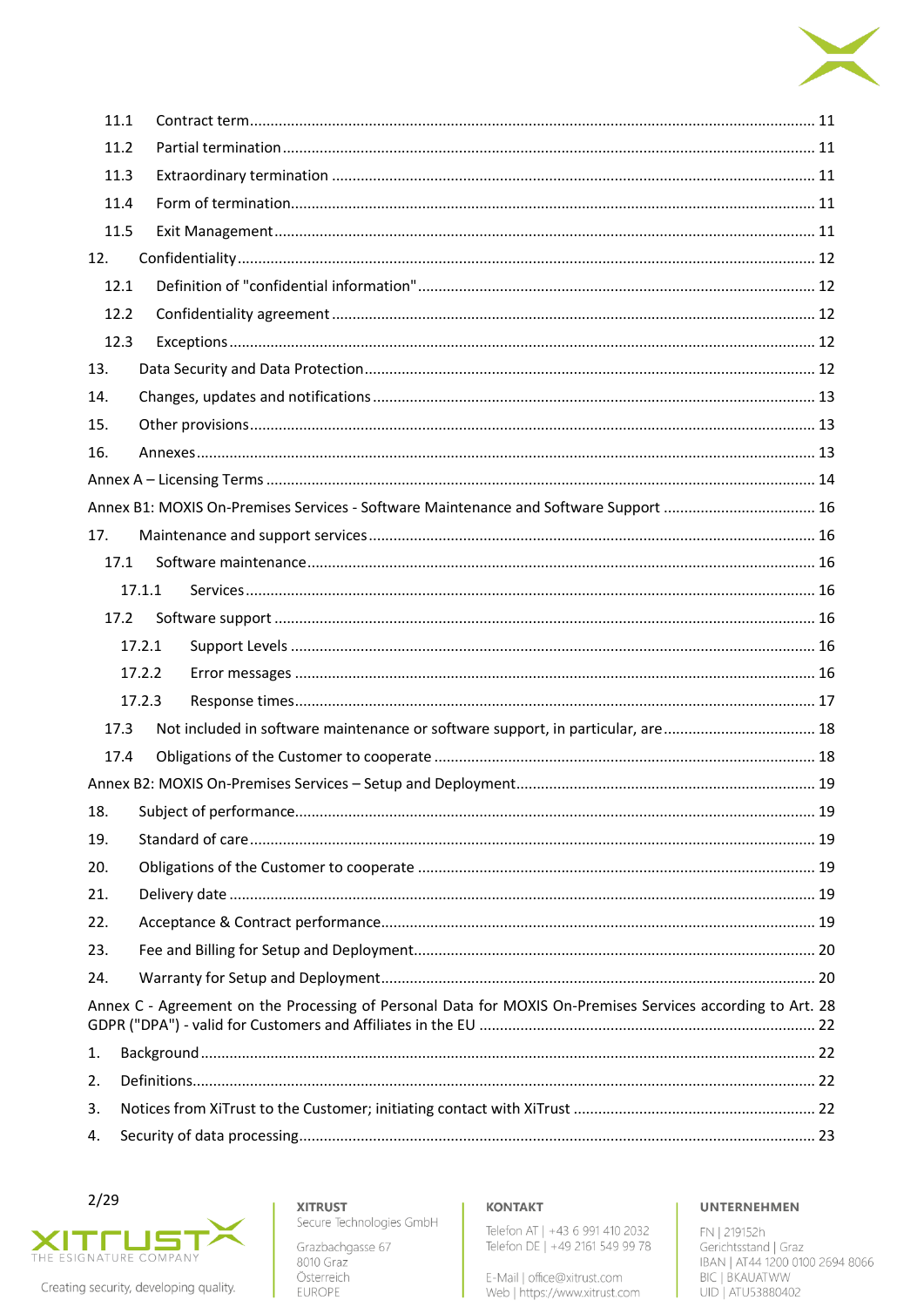11.1 Contract term ... 11

11.2 Partial termination ... 11

11.3 Extraordinary termination ... 11

11.4 Form of termination ... 11

11.5 Exit Management ... 11

12. Confidentiality ... 12

12.1 Definition of "confidential information" ... 12

12.2 Confidentiality agreement ... 12

12.3 Exceptions ... 12

13. Data Security and Data Protection ... 12

14. Changes, updates and notifications ... 13

15. Other provisions ... 13

16. Annexes ... 13

Annex A – Licensing Terms ... 14

Annex B1: MOXIS On-Premises Services - Software Maintenance and Software Support ... 16

17. Maintenance and support services ... 16

17.1 Software maintenance ... 16

17.1.1 Services ... 16

17.2 Software support ... 16

17.2.1 Support Levels ... 16

17.2.2 Error messages ... 16

17.2.3 Response times ... 17

17.3 Not included in software maintenance or software support, in particular, are ... 18

17.4 Obligations of the Customer to cooperate ... 18

Annex B2: MOXIS On-Premises Services – Setup and Deployment ... 19

18. Subject of performance ... 19

19. Standard of care ... 19

20. Obligations of the Customer to cooperate ... 19

21. Delivery date ... 19

22. Acceptance & Contract performance ... 19

23. Fee and Billing for Setup and Deployment ... 20

24. Warranty for Setup and Deployment ... 20

Annex C - Agreement on the Processing of Personal Data for MOXIS On-Premises Services according to Art. 28 GDPR ("DPA") - valid for Customers and Affiliates in the EU ... 22

1. Background ... 22

2. Definitions ... 22

3. Notices from XiTrust to the Customer; initiating contact with XiTrust ... 22

4. Security of data processing ... 23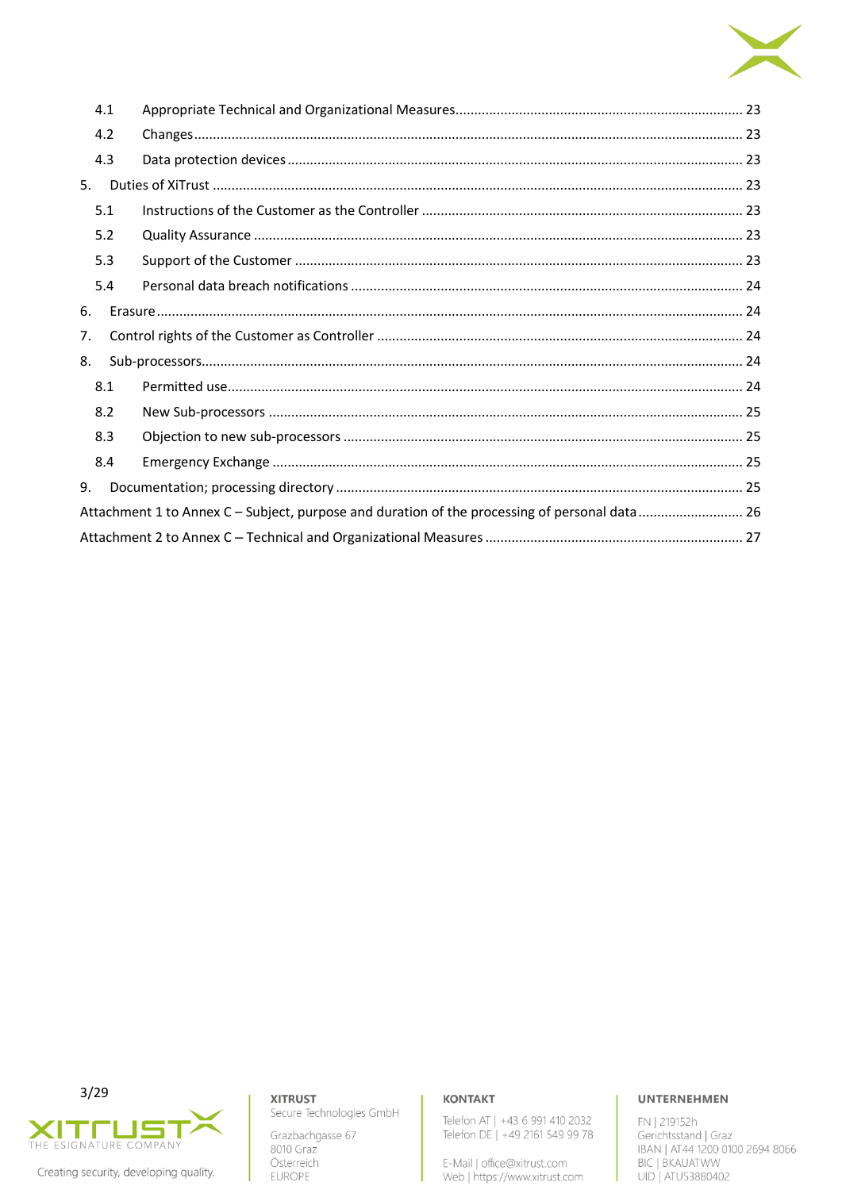- 4.1 Appropriate Technical and Organizational Measures ..... 23
- 4.2 Changes ..... 23
- 4.3 Data protection devices ..... 23

5. Duties of XiTrust ..... 23
   - 5.1 Instructions of the Customer as the Controller ..... 23
   - 5.2 Quality Assurance ..... 23
   - 5.3 Support of the Customer ..... 23
   - 5.4 Personal data breach notifications ..... 24
6. Erasure ..... 24
7. Control rights of the Customer as Controller ..... 24
8. Sub-processors ..... 24
   - 8.1 Permitted use ..... 24
   - 8.2 New Sub-processors ..... 25
   - 8.3 Objection to new sub-processors ..... 25
   - 8.4 Emergency Exchange ..... 25
9. Documentation; processing directory ..... 25

Attachment 1 to Annex C – Subject, purpose and duration of the processing of personal data ..... 26

Attachment 2 to Annex C – Technical and Organizational Measures ..... 27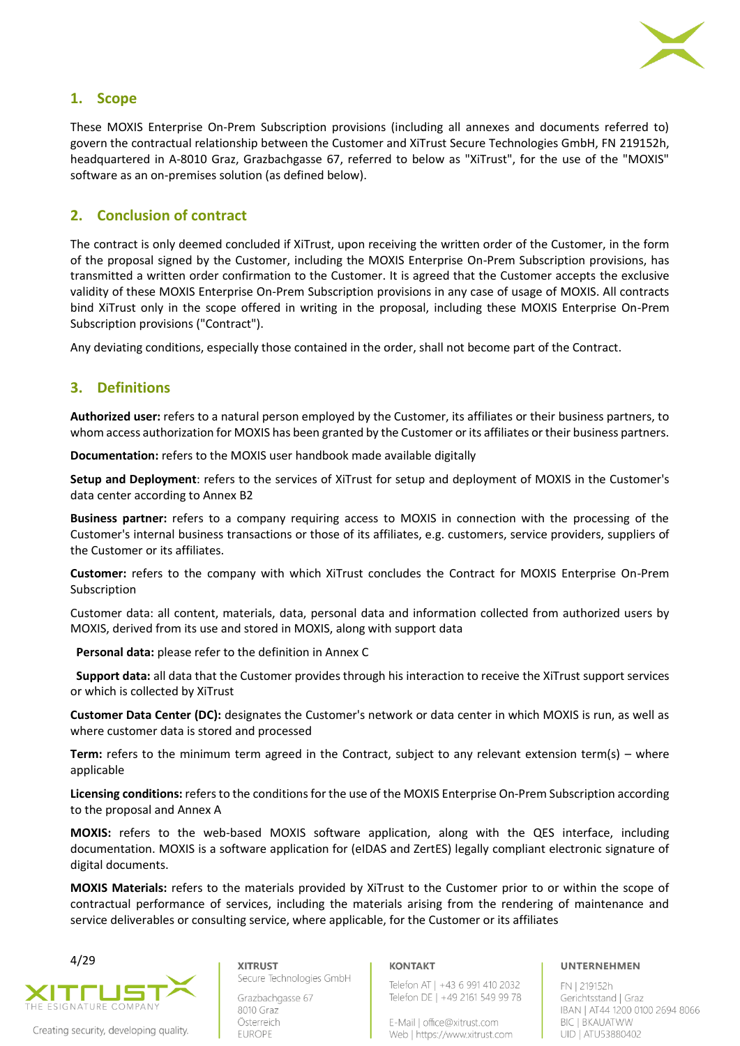## 1. Scope

These MOXIS Enterprise On-Prem Subscription provisions (including all annexes and documents referred to) govern the contractual relationship between the Customer and XiTrust Secure Technologies GmbH, FN 219152h, headquartered in A-8010 Graz, Grazbachgasse 67, referred to below as "XiTrust", for the use of the "MOXIS" software as an on-premises solution (as defined below).

## 2. Conclusion of contract

The contract is only deemed concluded if XiTrust, upon receiving the written order of the Customer, in the form of the proposal signed by the Customer, including the MOXIS Enterprise On-Prem Subscription provisions, has transmitted a written order confirmation to the Customer. It is agreed that the Customer accepts the exclusive validity of these MOXIS Enterprise On-Prem Subscription provisions in any case of usage of MOXIS. All contracts bind XiTrust only in the scope offered in writing in the proposal, including these MOXIS Enterprise On-Prem Subscription provisions ("Contract").

Any deviating conditions, especially those contained in the order, shall not become part of the Contract.

## 3. Definitions

**Authorized user:** refers to a natural person employed by the Customer, its affiliates or their business partners, to whom access authorization for MOXIS has been granted by the Customer or its affiliates or their business partners.

**Documentation:** refers to the MOXIS user handbook made available digitally

**Setup and Deployment**: refers to the services of XiTrust for setup and deployment of MOXIS in the Customer's data center according to Annex B2

**Business partner:** refers to a company requiring access to MOXIS in connection with the processing of the Customer's internal business transactions or those of its affiliates, e.g. customers, service providers, suppliers of the Customer or its affiliates.

**Customer:** refers to the company with which XiTrust concludes the Contract for MOXIS Enterprise On-Prem Subscription

Customer data: all content, materials, data, personal data and information collected from authorized users by MOXIS, derived from its use and stored in MOXIS, along with support data

**Personal data:** please refer to the definition in Annex C

**Support data:** all data that the Customer provides through his interaction to receive the XiTrust support services or which is collected by XiTrust

**Customer Data Center (DC):** designates the Customer's network or data center in which MOXIS is run, as well as where customer data is stored and processed

**Term:** refers to the minimum term agreed in the Contract, subject to any relevant extension term(s) – where applicable

**Licensing conditions:** refers to the conditions for the use of the MOXIS Enterprise On-Prem Subscription according to the proposal and Annex A

**MOXIS:** refers to the web-based MOXIS software application, along with the QES interface, including documentation. MOXIS is a software application for (eIDAS and ZertES) legally compliant electronic signature of digital documents.

**MOXIS Materials:** refers to the materials provided by XiTrust to the Customer prior to or within the scope of contractual performance of services, including the materials arising from the rendering of maintenance and service deliverables or consulting service, where applicable, for the Customer or its affiliates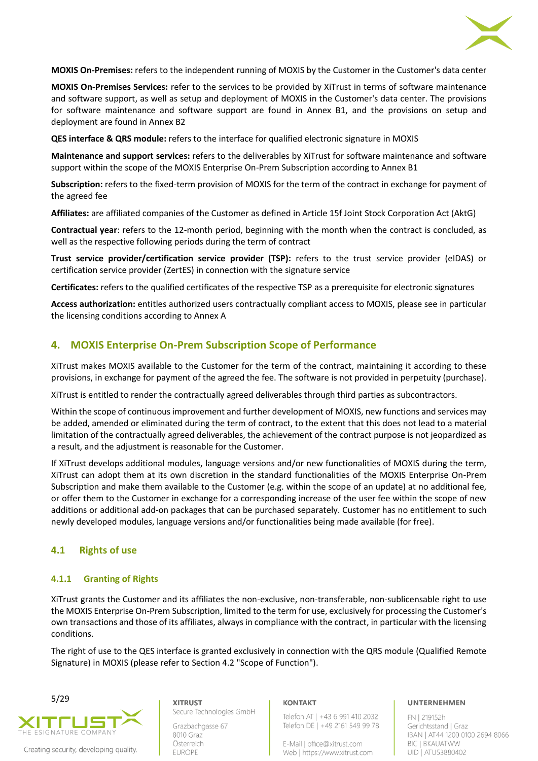**MOXIS On-Premises:** refers to the independent running of MOXIS by the Customer in the Customer's data center

**MOXIS On-Premises Services:** refer to the services to be provided by XiTrust in terms of software maintenance and software support, as well as setup and deployment of MOXIS in the Customer's data center. The provisions for software maintenance and software support are found in Annex B1, and the provisions on setup and deployment are found in Annex B2

**QES interface & QRS module:** refers to the interface for qualified electronic signature in MOXIS

**Maintenance and support services:** refers to the deliverables by XiTrust for software maintenance and software support within the scope of the MOXIS Enterprise On-Prem Subscription according to Annex B1

**Subscription:** refers to the fixed-term provision of MOXIS for the term of the contract in exchange for payment of the agreed fee

**Affiliates:** are affiliated companies of the Customer as defined in Article 15f Joint Stock Corporation Act (AktG)

**Contractual year**: refers to the 12-month period, beginning with the month when the contract is concluded, as well as the respective following periods during the term of contract

**Trust service provider/certification service provider (TSP):** refers to the trust service provider (eIDAS) or certification service provider (ZertES) in connection with the signature service

**Certificates:** refers to the qualified certificates of the respective TSP as a prerequisite for electronic signatures

**Access authorization:** entitles authorized users contractually compliant access to MOXIS, please see in particular the licensing conditions according to Annex A

## 4. MOXIS Enterprise On-Prem Subscription Scope of Performance

XiTrust makes MOXIS available to the Customer for the term of the contract, maintaining it according to these provisions, in exchange for payment of the agreed the fee. The software is not provided in perpetuity (purchase).

XiTrust is entitled to render the contractually agreed deliverables through third parties as subcontractors.

Within the scope of continuous improvement and further development of MOXIS, new functions and services may be added, amended or eliminated during the term of contract, to the extent that this does not lead to a material limitation of the contractually agreed deliverables, the achievement of the contract purpose is not jeopardized as a result, and the adjustment is reasonable for the Customer.

If XiTrust develops additional modules, language versions and/or new functionalities of MOXIS during the term, XiTrust can adopt them at its own discretion in the standard functionalities of the MOXIS Enterprise On-Prem Subscription and make them available to the Customer (e.g. within the scope of an update) at no additional fee, or offer them to the Customer in exchange for a corresponding increase of the user fee within the scope of new additions or additional add-on packages that can be purchased separately. Customer has no entitlement to such newly developed modules, language versions and/or functionalities being made available (for free).

### 4.1 Rights of use

#### 4.1.1 Granting of Rights

XiTrust grants the Customer and its affiliates the non-exclusive, non-transferable, non-sublicensable right to use the MOXIS Enterprise On-Prem Subscription, limited to the term for use, exclusively for processing the Customer's own transactions and those of its affiliates, always in compliance with the contract, in particular with the licensing conditions.

The right of use to the QES interface is granted exclusively in connection with the QRS module (Qualified Remote Signature) in MOXIS (please refer to Section 4.2 "Scope of Function").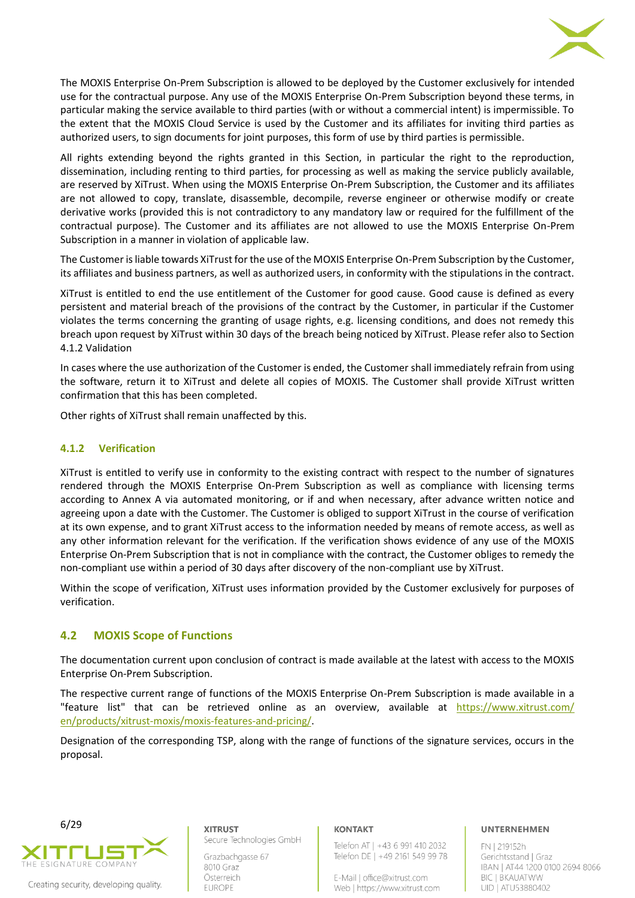The MOXIS Enterprise On-Prem Subscription is allowed to be deployed by the Customer exclusively for intended use for the contractual purpose. Any use of the MOXIS Enterprise On-Prem Subscription beyond these terms, in particular making the service available to third parties (with or without a commercial intent) is impermissible. To the extent that the MOXIS Cloud Service is used by the Customer and its affiliates for inviting third parties as authorized users, to sign documents for joint purposes, this form of use by third parties is permissible.

All rights extending beyond the rights granted in this Section, in particular the right to the reproduction, dissemination, including renting to third parties, for processing as well as making the service publicly available, are reserved by XiTrust. When using the MOXIS Enterprise On-Prem Subscription, the Customer and its affiliates are not allowed to copy, translate, disassemble, decompile, reverse engineer or otherwise modify or create derivative works (provided this is not contradictory to any mandatory law or required for the fulfillment of the contractual purpose). The Customer and its affiliates are not allowed to use the MOXIS Enterprise On-Prem Subscription in a manner in violation of applicable law.

The Customer is liable towards XiTrust for the use of the MOXIS Enterprise On-Prem Subscription by the Customer, its affiliates and business partners, as well as authorized users, in conformity with the stipulations in the contract.

XiTrust is entitled to end the use entitlement of the Customer for good cause. Good cause is defined as every persistent and material breach of the provisions of the contract by the Customer, in particular if the Customer violates the terms concerning the granting of usage rights, e.g. licensing conditions, and does not remedy this breach upon request by XiTrust within 30 days of the breach being noticed by XiTrust. Please refer also to Section 4.1.2 Validation

In cases where the use authorization of the Customer is ended, the Customer shall immediately refrain from using the software, return it to XiTrust and delete all copies of MOXIS. The Customer shall provide XiTrust written confirmation that this has been completed.

Other rights of XiTrust shall remain unaffected by this.

### 4.1.2 Verification

XiTrust is entitled to verify use in conformity to the existing contract with respect to the number of signatures rendered through the MOXIS Enterprise On-Prem Subscription as well as compliance with licensing terms according to Annex A via automated monitoring, or if and when necessary, after advance written notice and agreeing upon a date with the Customer. The Customer is obliged to support XiTrust in the course of verification at its own expense, and to grant XiTrust access to the information needed by means of remote access, as well as any other information relevant for the verification. If the verification shows evidence of any use of the MOXIS Enterprise On-Prem Subscription that is not in compliance with the contract, the Customer obliges to remedy the non-compliant use within a period of 30 days after discovery of the non-compliant use by XiTrust.

Within the scope of verification, XiTrust uses information provided by the Customer exclusively for purposes of verification.

## 4.2 MOXIS Scope of Functions

The documentation current upon conclusion of contract is made available at the latest with access to the MOXIS Enterprise On-Prem Subscription.

The respective current range of functions of the MOXIS Enterprise On-Prem Subscription is made available in a "feature list" that can be retrieved online as an overview, available at https://www.xitrust.com/en/products/xitrust-moxis/moxis-features-and-pricing/.

Designation of the corresponding TSP, along with the range of functions of the signature services, occurs in the proposal.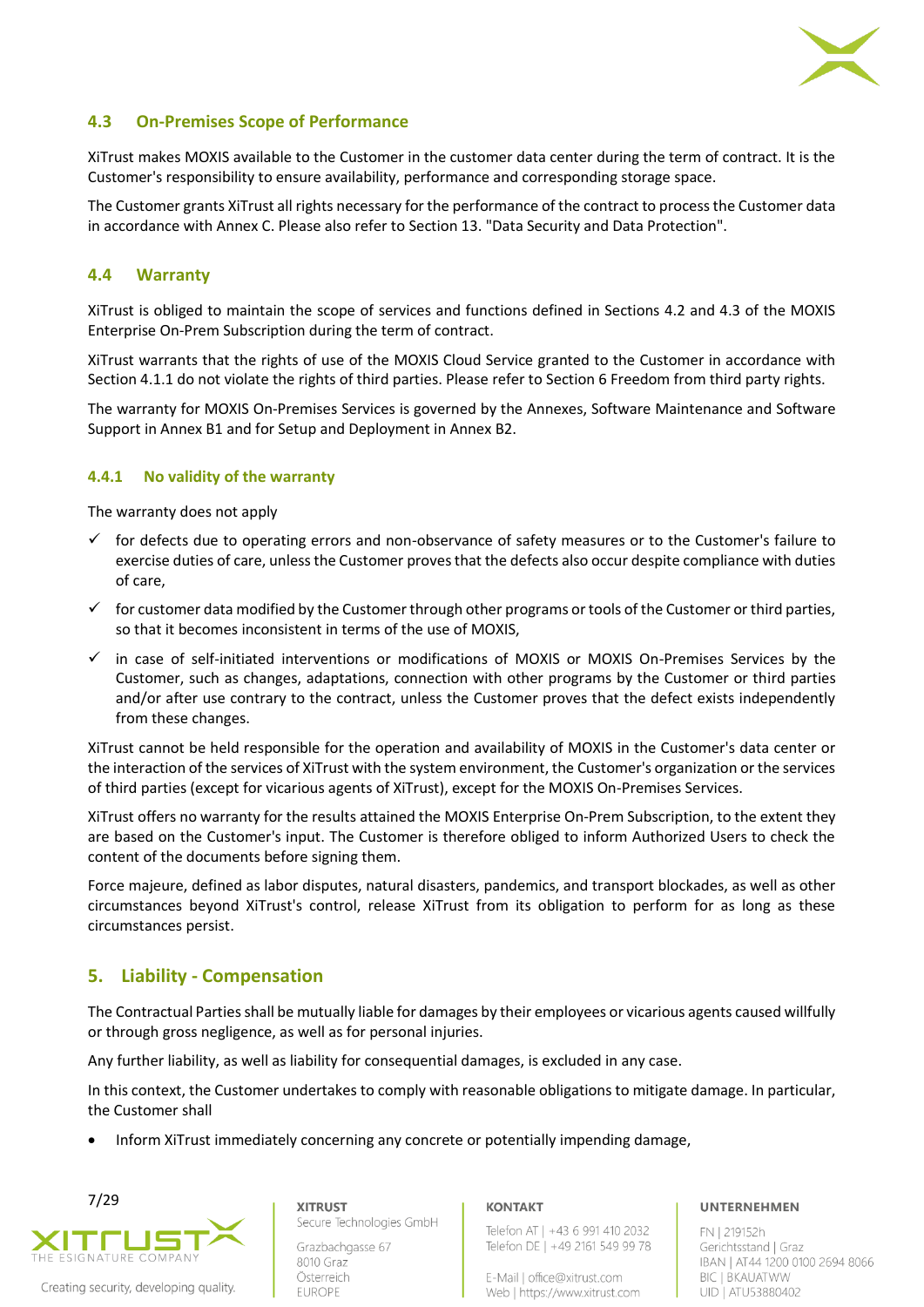### 4.3 On-Premises Scope of Performance

XiTrust makes MOXIS available to the Customer in the customer data center during the term of contract. It is the Customer's responsibility to ensure availability, performance and corresponding storage space.

The Customer grants XiTrust all rights necessary for the performance of the contract to process the Customer data in accordance with Annex C. Please also refer to Section 13. "Data Security and Data Protection".

### 4.4 Warranty

XiTrust is obliged to maintain the scope of services and functions defined in Sections 4.2 and 4.3 of the MOXIS Enterprise On-Prem Subscription during the term of contract.

XiTrust warrants that the rights of use of the MOXIS Cloud Service granted to the Customer in accordance with Section 4.1.1 do not violate the rights of third parties. Please refer to Section 6 Freedom from third party rights.

The warranty for MOXIS On-Premises Services is governed by the Annexes, Software Maintenance and Software Support in Annex B1 and for Setup and Deployment in Annex B2.

#### 4.4.1 No validity of the warranty

The warranty does not apply

- ✓ for defects due to operating errors and non-observance of safety measures or to the Customer's failure to exercise duties of care, unless the Customer proves that the defects also occur despite compliance with duties of care,
- ✓ for customer data modified by the Customer through other programs or tools of the Customer or third parties, so that it becomes inconsistent in terms of the use of MOXIS,
- ✓ in case of self-initiated interventions or modifications of MOXIS or MOXIS On-Premises Services by the Customer, such as changes, adaptations, connection with other programs by the Customer or third parties and/or after use contrary to the contract, unless the Customer proves that the defect exists independently from these changes.

XiTrust cannot be held responsible for the operation and availability of MOXIS in the Customer's data center or the interaction of the services of XiTrust with the system environment, the Customer's organization or the services of third parties (except for vicarious agents of XiTrust), except for the MOXIS On-Premises Services.

XiTrust offers no warranty for the results attained the MOXIS Enterprise On-Prem Subscription, to the extent they are based on the Customer's input. The Customer is therefore obliged to inform Authorized Users to check the content of the documents before signing them.

Force majeure, defined as labor disputes, natural disasters, pandemics, and transport blockades, as well as other circumstances beyond XiTrust's control, release XiTrust from its obligation to perform for as long as these circumstances persist.

## 5. Liability - Compensation

The Contractual Parties shall be mutually liable for damages by their employees or vicarious agents caused willfully or through gross negligence, as well as for personal injuries.

Any further liability, as well as liability for consequential damages, is excluded in any case.

In this context, the Customer undertakes to comply with reasonable obligations to mitigate damage. In particular, the Customer shall

- Inform XiTrust immediately concerning any concrete or potentially impending damage,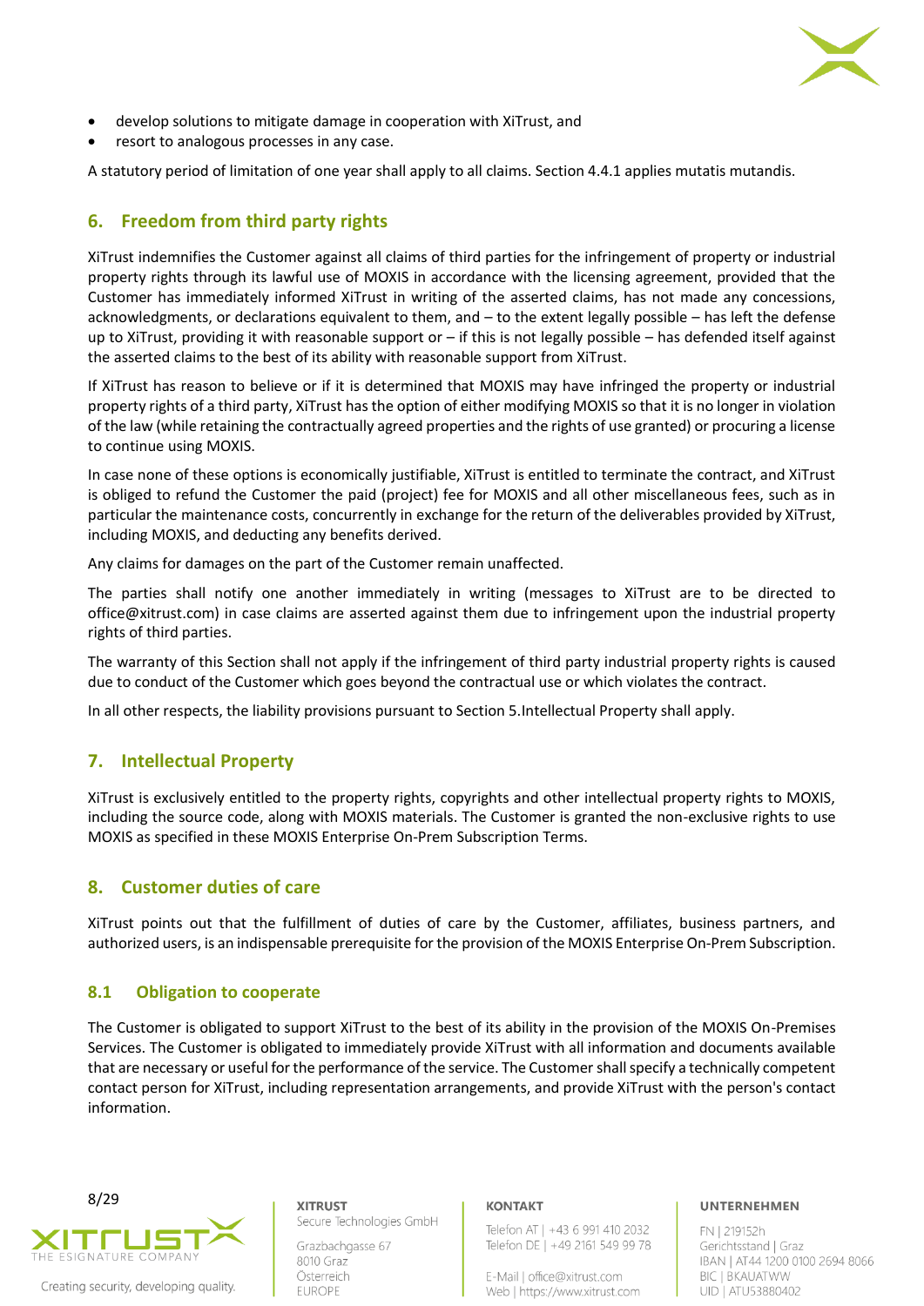- develop solutions to mitigate damage in cooperation with XiTrust, and
- resort to analogous processes in any case.

A statutory period of limitation of one year shall apply to all claims. Section 4.4.1 applies mutatis mutandis.

## 6. Freedom from third party rights

XiTrust indemnifies the Customer against all claims of third parties for the infringement of property or industrial property rights through its lawful use of MOXIS in accordance with the licensing agreement, provided that the Customer has immediately informed XiTrust in writing of the asserted claims, has not made any concessions, acknowledgments, or declarations equivalent to them, and – to the extent legally possible – has left the defense up to XiTrust, providing it with reasonable support or – if this is not legally possible – has defended itself against the asserted claims to the best of its ability with reasonable support from XiTrust.

If XiTrust has reason to believe or if it is determined that MOXIS may have infringed the property or industrial property rights of a third party, XiTrust has the option of either modifying MOXIS so that it is no longer in violation of the law (while retaining the contractually agreed properties and the rights of use granted) or procuring a license to continue using MOXIS.

In case none of these options is economically justifiable, XiTrust is entitled to terminate the contract, and XiTrust is obliged to refund the Customer the paid (project) fee for MOXIS and all other miscellaneous fees, such as in particular the maintenance costs, concurrently in exchange for the return of the deliverables provided by XiTrust, including MOXIS, and deducting any benefits derived.

Any claims for damages on the part of the Customer remain unaffected.

The parties shall notify one another immediately in writing (messages to XiTrust are to be directed to office@xitrust.com) in case claims are asserted against them due to infringement upon the industrial property rights of third parties.

The warranty of this Section shall not apply if the infringement of third party industrial property rights is caused due to conduct of the Customer which goes beyond the contractual use or which violates the contract.

In all other respects, the liability provisions pursuant to Section 5.Intellectual Property shall apply.

## 7. Intellectual Property

XiTrust is exclusively entitled to the property rights, copyrights and other intellectual property rights to MOXIS, including the source code, along with MOXIS materials. The Customer is granted the non-exclusive rights to use MOXIS as specified in these MOXIS Enterprise On-Prem Subscription Terms.

## 8. Customer duties of care

XiTrust points out that the fulfillment of duties of care by the Customer, affiliates, business partners, and authorized users, is an indispensable prerequisite for the provision of the MOXIS Enterprise On-Prem Subscription.

### 8.1 Obligation to cooperate

The Customer is obligated to support XiTrust to the best of its ability in the provision of the MOXIS On-Premises Services. The Customer is obligated to immediately provide XiTrust with all information and documents available that are necessary or useful for the performance of the service. The Customer shall specify a technically competent contact person for XiTrust, including representation arrangements, and provide XiTrust with the person's contact information.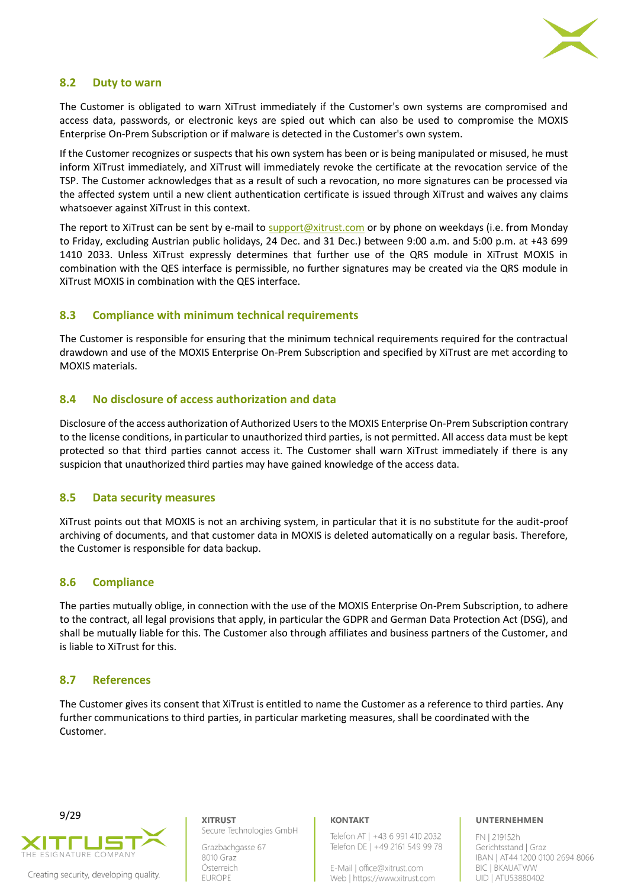## 8.2 Duty to warn

The Customer is obligated to warn XiTrust immediately if the Customer's own systems are compromised and access data, passwords, or electronic keys are spied out which can also be used to compromise the MOXIS Enterprise On-Prem Subscription or if malware is detected in the Customer's own system.

If the Customer recognizes or suspects that his own system has been or is being manipulated or misused, he must inform XiTrust immediately, and XiTrust will immediately revoke the certificate at the revocation service of the TSP. The Customer acknowledges that as a result of such a revocation, no more signatures can be processed via the affected system until a new client authentication certificate is issued through XiTrust and waives any claims whatsoever against XiTrust in this context.

The report to XiTrust can be sent by e-mail to support@xitrust.com or by phone on weekdays (i.e. from Monday to Friday, excluding Austrian public holidays, 24 Dec. and 31 Dec.) between 9:00 a.m. and 5:00 p.m. at +43 699 1410 2033. Unless XiTrust expressly determines that further use of the QRS module in XiTrust MOXIS in combination with the QES interface is permissible, no further signatures may be created via the QRS module in XiTrust MOXIS in combination with the QES interface.

## 8.3 Compliance with minimum technical requirements

The Customer is responsible for ensuring that the minimum technical requirements required for the contractual drawdown and use of the MOXIS Enterprise On-Prem Subscription and specified by XiTrust are met according to MOXIS materials.

## 8.4 No disclosure of access authorization and data

Disclosure of the access authorization of Authorized Users to the MOXIS Enterprise On-Prem Subscription contrary to the license conditions, in particular to unauthorized third parties, is not permitted. All access data must be kept protected so that third parties cannot access it. The Customer shall warn XiTrust immediately if there is any suspicion that unauthorized third parties may have gained knowledge of the access data.

## 8.5 Data security measures

XiTrust points out that MOXIS is not an archiving system, in particular that it is no substitute for the audit-proof archiving of documents, and that customer data in MOXIS is deleted automatically on a regular basis. Therefore, the Customer is responsible for data backup.

## 8.6 Compliance

The parties mutually oblige, in connection with the use of the MOXIS Enterprise On-Prem Subscription, to adhere to the contract, all legal provisions that apply, in particular the GDPR and German Data Protection Act (DSG), and shall be mutually liable for this. The Customer also through affiliates and business partners of the Customer, and is liable to XiTrust for this.

## 8.7 References

The Customer gives its consent that XiTrust is entitled to name the Customer as a reference to third parties. Any further communications to third parties, in particular marketing measures, shall be coordinated with the Customer.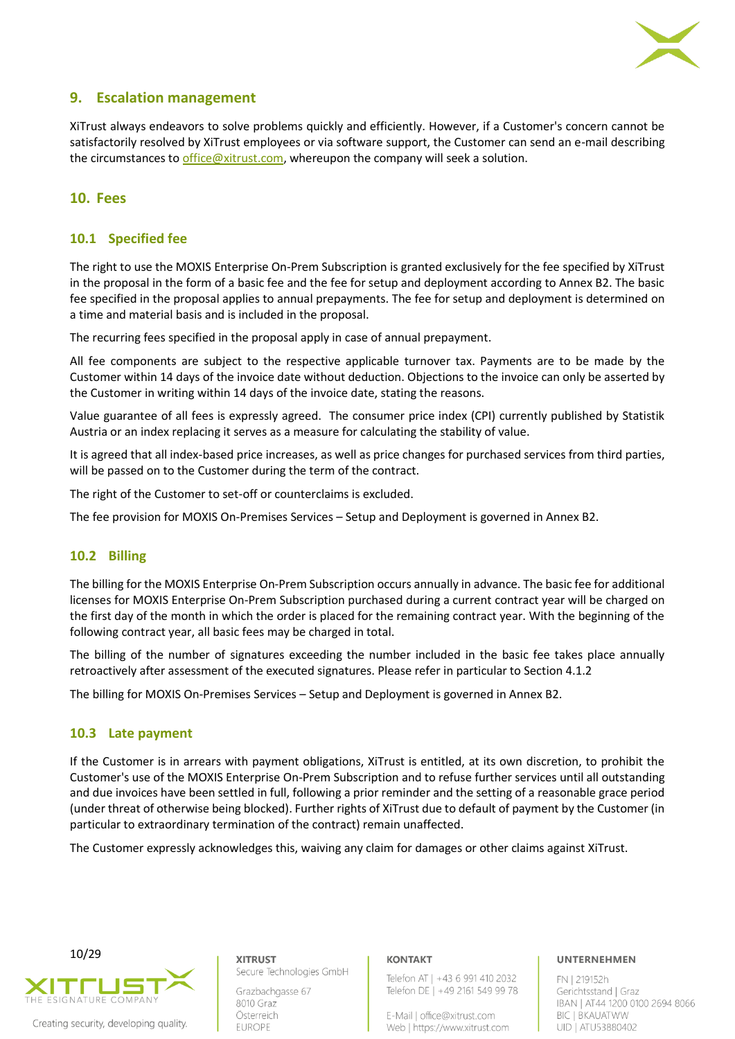## 9. Escalation management

XiTrust always endeavors to solve problems quickly and efficiently. However, if a Customer's concern cannot be satisfactorily resolved by XiTrust employees or via software support, the Customer can send an e-mail describing the circumstances to office@xitrust.com, whereupon the company will seek a solution.

## 10. Fees

### 10.1 Specified fee

The right to use the MOXIS Enterprise On-Prem Subscription is granted exclusively for the fee specified by XiTrust in the proposal in the form of a basic fee and the fee for setup and deployment according to Annex B2. The basic fee specified in the proposal applies to annual prepayments. The fee for setup and deployment is determined on a time and material basis and is included in the proposal.

The recurring fees specified in the proposal apply in case of annual prepayment.

All fee components are subject to the respective applicable turnover tax. Payments are to be made by the Customer within 14 days of the invoice date without deduction. Objections to the invoice can only be asserted by the Customer in writing within 14 days of the invoice date, stating the reasons.

Value guarantee of all fees is expressly agreed. The consumer price index (CPI) currently published by Statistik Austria or an index replacing it serves as a measure for calculating the stability of value.

It is agreed that all index-based price increases, as well as price changes for purchased services from third parties, will be passed on to the Customer during the term of the contract.

The right of the Customer to set-off or counterclaims is excluded.

The fee provision for MOXIS On-Premises Services – Setup and Deployment is governed in Annex B2.

### 10.2 Billing

The billing for the MOXIS Enterprise On-Prem Subscription occurs annually in advance. The basic fee for additional licenses for MOXIS Enterprise On-Prem Subscription purchased during a current contract year will be charged on the first day of the month in which the order is placed for the remaining contract year. With the beginning of the following contract year, all basic fees may be charged in total.

The billing of the number of signatures exceeding the number included in the basic fee takes place annually retroactively after assessment of the executed signatures. Please refer in particular to Section 4.1.2

The billing for MOXIS On-Premises Services – Setup and Deployment is governed in Annex B2.

### 10.3 Late payment

If the Customer is in arrears with payment obligations, XiTrust is entitled, at its own discretion, to prohibit the Customer's use of the MOXIS Enterprise On-Prem Subscription and to refuse further services until all outstanding and due invoices have been settled in full, following a prior reminder and the setting of a reasonable grace period (under threat of otherwise being blocked). Further rights of XiTrust due to default of payment by the Customer (in particular to extraordinary termination of the contract) remain unaffected.

The Customer expressly acknowledges this, waiving any claim for damages or other claims against XiTrust.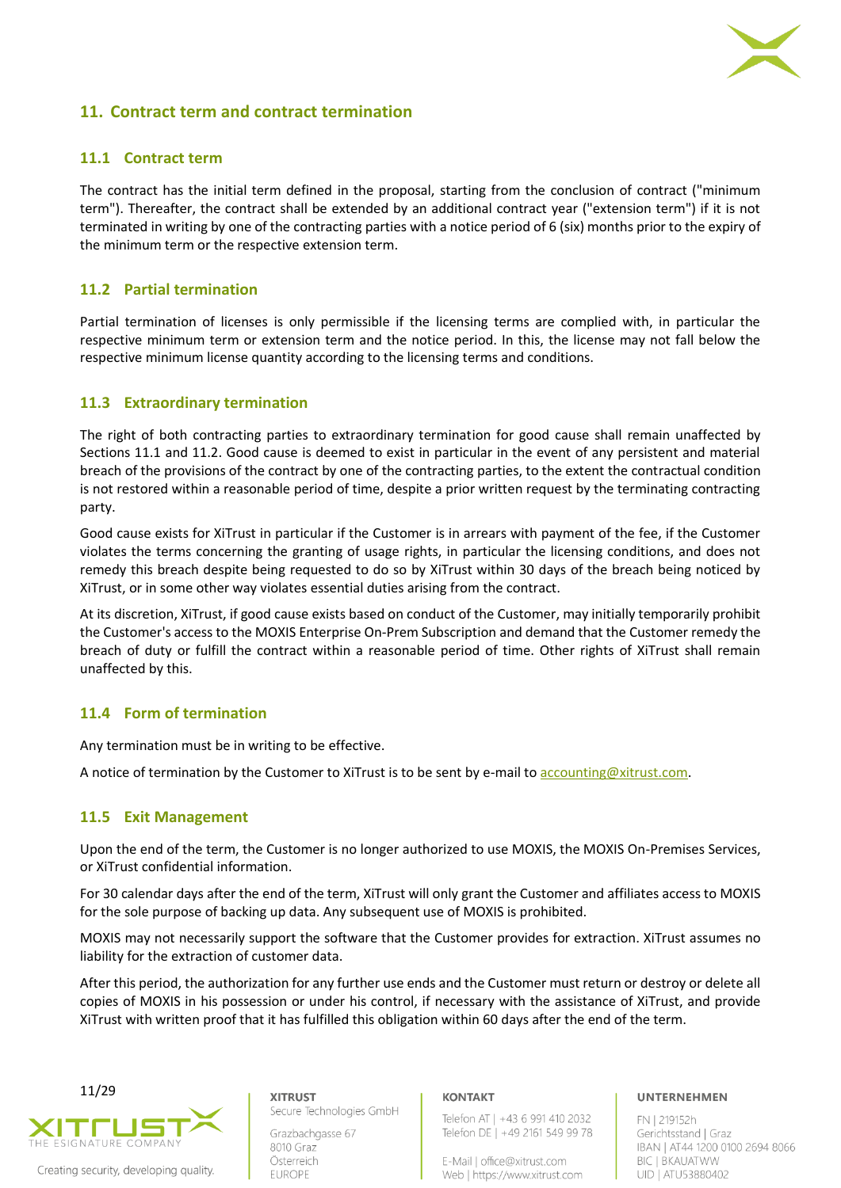## 11. Contract term and contract termination

### 11.1 Contract term

The contract has the initial term defined in the proposal, starting from the conclusion of contract ("minimum term"). Thereafter, the contract shall be extended by an additional contract year ("extension term") if it is not terminated in writing by one of the contracting parties with a notice period of 6 (six) months prior to the expiry of the minimum term or the respective extension term.

### 11.2 Partial termination

Partial termination of licenses is only permissible if the licensing terms are complied with, in particular the respective minimum term or extension term and the notice period. In this, the license may not fall below the respective minimum license quantity according to the licensing terms and conditions.

### 11.3 Extraordinary termination

The right of both contracting parties to extraordinary termination for good cause shall remain unaffected by Sections 11.1 and 11.2. Good cause is deemed to exist in particular in the event of any persistent and material breach of the provisions of the contract by one of the contracting parties, to the extent the contractual condition is not restored within a reasonable period of time, despite a prior written request by the terminating contracting party.

Good cause exists for XiTrust in particular if the Customer is in arrears with payment of the fee, if the Customer violates the terms concerning the granting of usage rights, in particular the licensing conditions, and does not remedy this breach despite being requested to do so by XiTrust within 30 days of the breach being noticed by XiTrust, or in some other way violates essential duties arising from the contract.

At its discretion, XiTrust, if good cause exists based on conduct of the Customer, may initially temporarily prohibit the Customer's access to the MOXIS Enterprise On-Prem Subscription and demand that the Customer remedy the breach of duty or fulfill the contract within a reasonable period of time. Other rights of XiTrust shall remain unaffected by this.

### 11.4 Form of termination

Any termination must be in writing to be effective.

A notice of termination by the Customer to XiTrust is to be sent by e-mail to accounting@xitrust.com.

### 11.5 Exit Management

Upon the end of the term, the Customer is no longer authorized to use MOXIS, the MOXIS On-Premises Services, or XiTrust confidential information.

For 30 calendar days after the end of the term, XiTrust will only grant the Customer and affiliates access to MOXIS for the sole purpose of backing up data. Any subsequent use of MOXIS is prohibited.

MOXIS may not necessarily support the software that the Customer provides for extraction. XiTrust assumes no liability for the extraction of customer data.

After this period, the authorization for any further use ends and the Customer must return or destroy or delete all copies of MOXIS in his possession or under his control, if necessary with the assistance of XiTrust, and provide XiTrust with written proof that it has fulfilled this obligation within 60 days after the end of the term.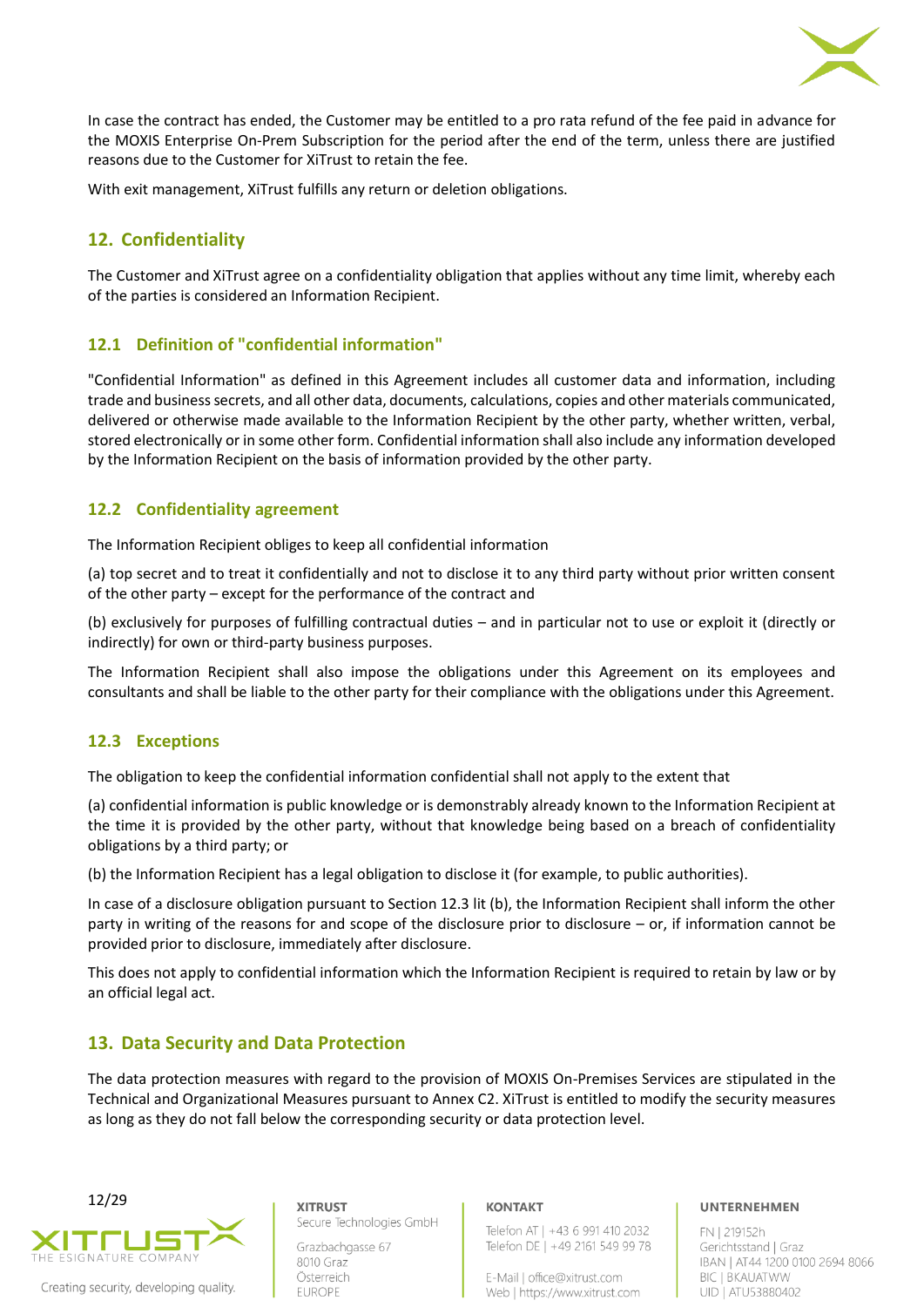In case the contract has ended, the Customer may be entitled to a pro rata refund of the fee paid in advance for the MOXIS Enterprise On-Prem Subscription for the period after the end of the term, unless there are justified reasons due to the Customer for XiTrust to retain the fee.

With exit management, XiTrust fulfills any return or deletion obligations.

## 12. Confidentiality

The Customer and XiTrust agree on a confidentiality obligation that applies without any time limit, whereby each of the parties is considered an Information Recipient.

### 12.1 Definition of "confidential information"

"Confidential Information" as defined in this Agreement includes all customer data and information, including trade and business secrets, and all other data, documents, calculations, copies and other materials communicated, delivered or otherwise made available to the Information Recipient by the other party, whether written, verbal, stored electronically or in some other form. Confidential information shall also include any information developed by the Information Recipient on the basis of information provided by the other party.

### 12.2 Confidentiality agreement

The Information Recipient obliges to keep all confidential information

(a) top secret and to treat it confidentially and not to disclose it to any third party without prior written consent of the other party – except for the performance of the contract and

(b) exclusively for purposes of fulfilling contractual duties – and in particular not to use or exploit it (directly or indirectly) for own or third-party business purposes.

The Information Recipient shall also impose the obligations under this Agreement on its employees and consultants and shall be liable to the other party for their compliance with the obligations under this Agreement.

### 12.3 Exceptions

The obligation to keep the confidential information confidential shall not apply to the extent that

(a) confidential information is public knowledge or is demonstrably already known to the Information Recipient at the time it is provided by the other party, without that knowledge being based on a breach of confidentiality obligations by a third party; or

(b) the Information Recipient has a legal obligation to disclose it (for example, to public authorities).

In case of a disclosure obligation pursuant to Section 12.3 lit (b), the Information Recipient shall inform the other party in writing of the reasons for and scope of the disclosure prior to disclosure – or, if information cannot be provided prior to disclosure, immediately after disclosure.

This does not apply to confidential information which the Information Recipient is required to retain by law or by an official legal act.

## 13. Data Security and Data Protection

The data protection measures with regard to the provision of MOXIS On-Premises Services are stipulated in the Technical and Organizational Measures pursuant to Annex C2. XiTrust is entitled to modify the security measures as long as they do not fall below the corresponding security or data protection level.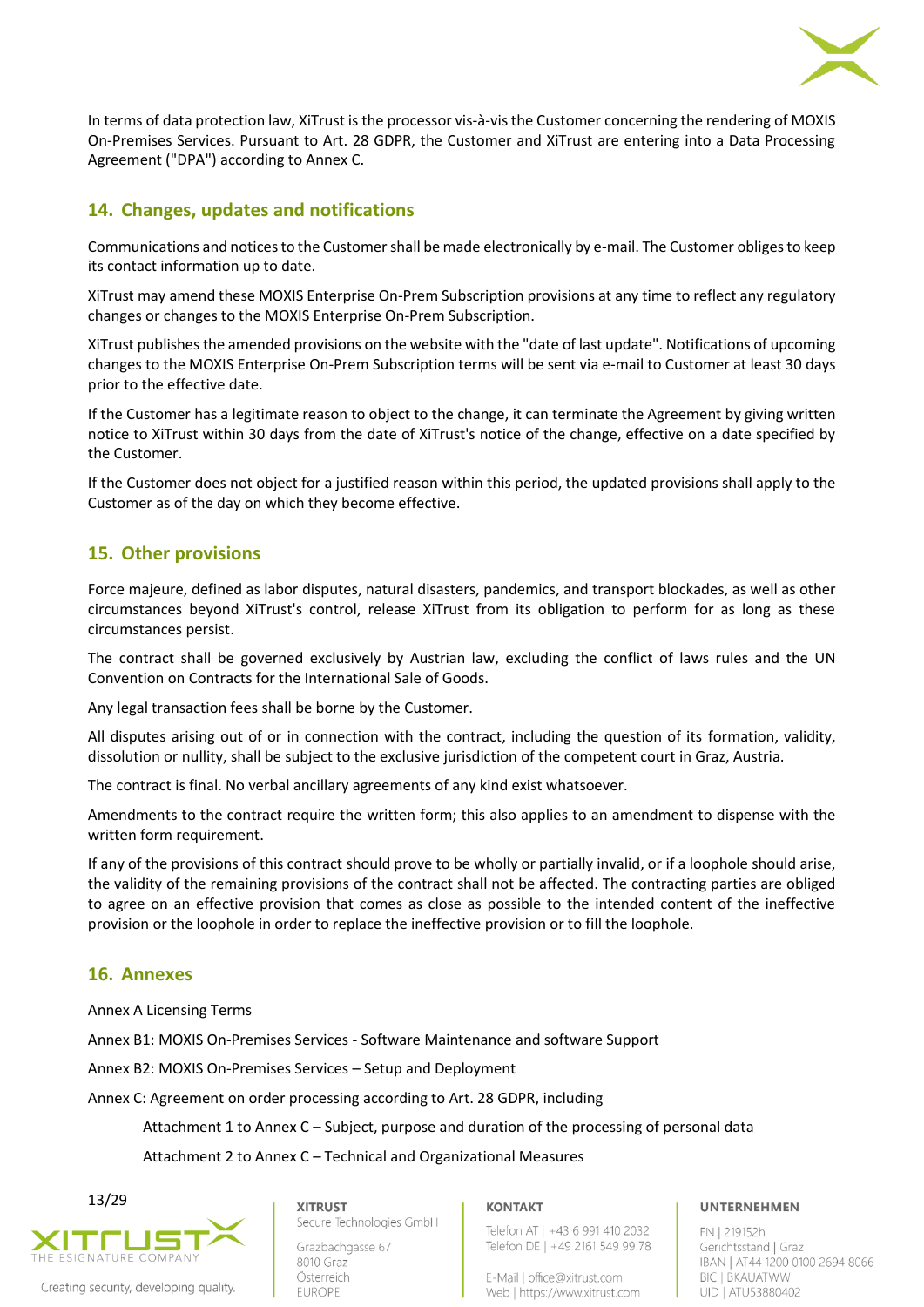In terms of data protection law, XiTrust is the processor vis-à-vis the Customer concerning the rendering of MOXIS On-Premises Services. Pursuant to Art. 28 GDPR, the Customer and XiTrust are entering into a Data Processing Agreement ("DPA") according to Annex C.

## 14. Changes, updates and notifications

Communications and notices to the Customer shall be made electronically by e-mail. The Customer obliges to keep its contact information up to date.

XiTrust may amend these MOXIS Enterprise On-Prem Subscription provisions at any time to reflect any regulatory changes or changes to the MOXIS Enterprise On-Prem Subscription.

XiTrust publishes the amended provisions on the website with the "date of last update". Notifications of upcoming changes to the MOXIS Enterprise On-Prem Subscription terms will be sent via e-mail to Customer at least 30 days prior to the effective date.

If the Customer has a legitimate reason to object to the change, it can terminate the Agreement by giving written notice to XiTrust within 30 days from the date of XiTrust's notice of the change, effective on a date specified by the Customer.

If the Customer does not object for a justified reason within this period, the updated provisions shall apply to the Customer as of the day on which they become effective.

## 15. Other provisions

Force majeure, defined as labor disputes, natural disasters, pandemics, and transport blockades, as well as other circumstances beyond XiTrust's control, release XiTrust from its obligation to perform for as long as these circumstances persist.

The contract shall be governed exclusively by Austrian law, excluding the conflict of laws rules and the UN Convention on Contracts for the International Sale of Goods.

Any legal transaction fees shall be borne by the Customer.

All disputes arising out of or in connection with the contract, including the question of its formation, validity, dissolution or nullity, shall be subject to the exclusive jurisdiction of the competent court in Graz, Austria.

The contract is final. No verbal ancillary agreements of any kind exist whatsoever.

Amendments to the contract require the written form; this also applies to an amendment to dispense with the written form requirement.

If any of the provisions of this contract should prove to be wholly or partially invalid, or if a loophole should arise, the validity of the remaining provisions of the contract shall not be affected. The contracting parties are obliged to agree on an effective provision that comes as close as possible to the intended content of the ineffective provision or the loophole in order to replace the ineffective provision or to fill the loophole.

## 16. Annexes

Annex A Licensing Terms

Annex B1: MOXIS On-Premises Services - Software Maintenance and software Support

Annex B2: MOXIS On-Premises Services – Setup and Deployment

Annex C: Agreement on order processing according to Art. 28 GDPR, including

- Attachment 1 to Annex C – Subject, purpose and duration of the processing of personal data
- Attachment 2 to Annex C – Technical and Organizational Measures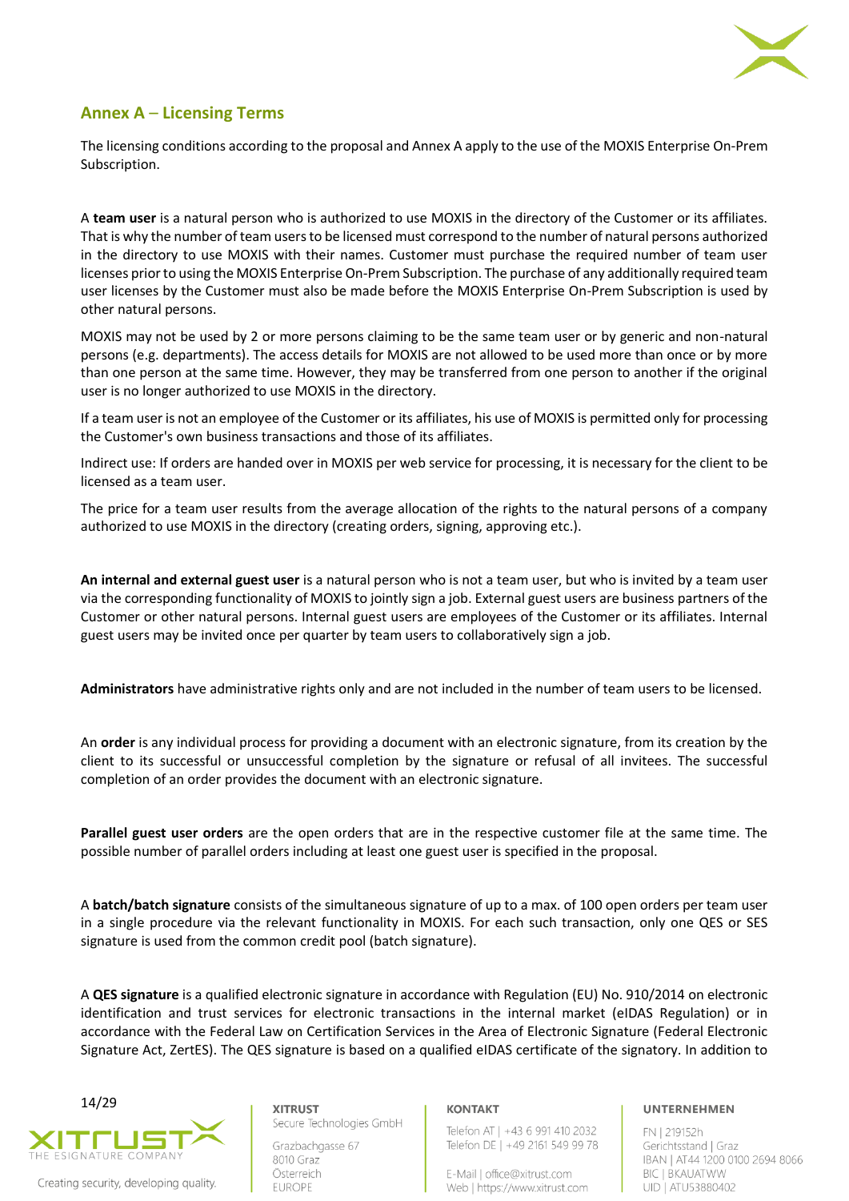## Annex A – Licensing Terms

The licensing conditions according to the proposal and Annex A apply to the use of the MOXIS Enterprise On-Prem Subscription.

A **team user** is a natural person who is authorized to use MOXIS in the directory of the Customer or its affiliates. That is why the number of team users to be licensed must correspond to the number of natural persons authorized in the directory to use MOXIS with their names. Customer must purchase the required number of team user licenses prior to using the MOXIS Enterprise On-Prem Subscription. The purchase of any additionally required team user licenses by the Customer must also be made before the MOXIS Enterprise On-Prem Subscription is used by other natural persons.

MOXIS may not be used by 2 or more persons claiming to be the same team user or by generic and non-natural persons (e.g. departments). The access details for MOXIS are not allowed to be used more than once or by more than one person at the same time. However, they may be transferred from one person to another if the original user is no longer authorized to use MOXIS in the directory.

If a team user is not an employee of the Customer or its affiliates, his use of MOXIS is permitted only for processing the Customer's own business transactions and those of its affiliates.

Indirect use: If orders are handed over in MOXIS per web service for processing, it is necessary for the client to be licensed as a team user.

The price for a team user results from the average allocation of the rights to the natural persons of a company authorized to use MOXIS in the directory (creating orders, signing, approving etc.).

**An internal and external guest user** is a natural person who is not a team user, but who is invited by a team user via the corresponding functionality of MOXIS to jointly sign a job. External guest users are business partners of the Customer or other natural persons. Internal guest users are employees of the Customer or its affiliates. Internal guest users may be invited once per quarter by team users to collaboratively sign a job.

**Administrators** have administrative rights only and are not included in the number of team users to be licensed.

An **order** is any individual process for providing a document with an electronic signature, from its creation by the client to its successful or unsuccessful completion by the signature or refusal of all invitees. The successful completion of an order provides the document with an electronic signature.

**Parallel guest user orders** are the open orders that are in the respective customer file at the same time. The possible number of parallel orders including at least one guest user is specified in the proposal.

A **batch/batch signature** consists of the simultaneous signature of up to a max. of 100 open orders per team user in a single procedure via the relevant functionality in MOXIS. For each such transaction, only one QES or SES signature is used from the common credit pool (batch signature).

A **QES signature** is a qualified electronic signature in accordance with Regulation (EU) No. 910/2014 on electronic identification and trust services for electronic transactions in the internal market (eIDAS Regulation) or in accordance with the Federal Law on Certification Services in the Area of Electronic Signature (Federal Electronic Signature Act, ZertES). The QES signature is based on a qualified eIDAS certificate of the signatory. In addition to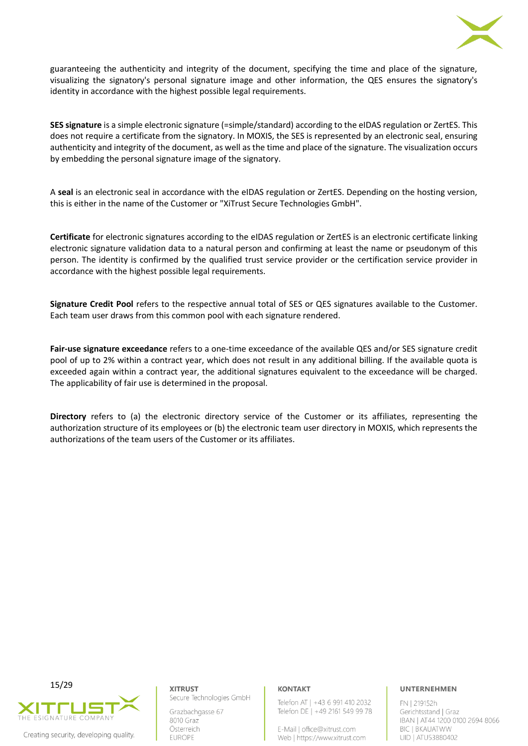guaranteeing the authenticity and integrity of the document, specifying the time and place of the signature, visualizing the signatory's personal signature image and other information, the QES ensures the signatory's identity in accordance with the highest possible legal requirements.

**SES signature** is a simple electronic signature (=simple/standard) according to the eIDAS regulation or ZertES. This does not require a certificate from the signatory. In MOXIS, the SES is represented by an electronic seal, ensuring authenticity and integrity of the document, as well as the time and place of the signature. The visualization occurs by embedding the personal signature image of the signatory.

A **seal** is an electronic seal in accordance with the eIDAS regulation or ZertES. Depending on the hosting version, this is either in the name of the Customer or "XiTrust Secure Technologies GmbH".

**Certificate** for electronic signatures according to the eIDAS regulation or ZertES is an electronic certificate linking electronic signature validation data to a natural person and confirming at least the name or pseudonym of this person. The identity is confirmed by the qualified trust service provider or the certification service provider in accordance with the highest possible legal requirements.

**Signature Credit Pool** refers to the respective annual total of SES or QES signatures available to the Customer. Each team user draws from this common pool with each signature rendered.

**Fair-use signature exceedance** refers to a one-time exceedance of the available QES and/or SES signature credit pool of up to 2% within a contract year, which does not result in any additional billing. If the available quota is exceeded again within a contract year, the additional signatures equivalent to the exceedance will be charged. The applicability of fair use is determined in the proposal.

**Directory** refers to (a) the electronic directory service of the Customer or its affiliates, representing the authorization structure of its employees or (b) the electronic team user directory in MOXIS, which represents the authorizations of the team users of the Customer or its affiliates.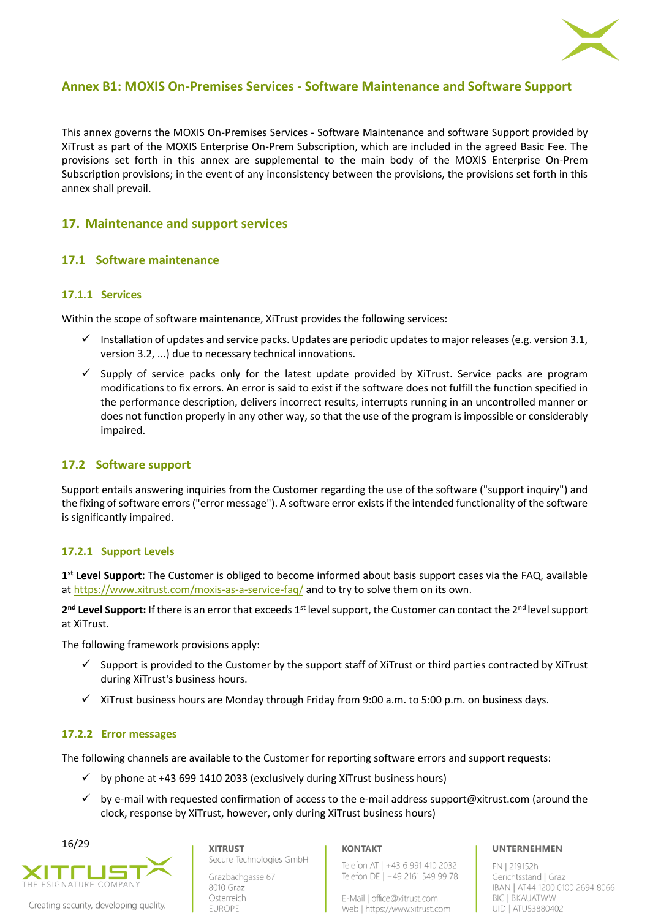## Annex B1: MOXIS On-Premises Services - Software Maintenance and Software Support

This annex governs the MOXIS On-Premises Services - Software Maintenance and software Support provided by XiTrust as part of the MOXIS Enterprise On-Prem Subscription, which are included in the agreed Basic Fee. The provisions set forth in this annex are supplemental to the main body of the MOXIS Enterprise On-Prem Subscription provisions; in the event of any inconsistency between the provisions, the provisions set forth in this annex shall prevail.

## 17. Maintenance and support services

### 17.1 Software maintenance

#### 17.1.1 Services

Within the scope of software maintenance, XiTrust provides the following services:

- ✓ Installation of updates and service packs. Updates are periodic updates to major releases (e.g. version 3.1, version 3.2, ...) due to necessary technical innovations.
- ✓ Supply of service packs only for the latest update provided by XiTrust. Service packs are program modifications to fix errors. An error is said to exist if the software does not fulfill the function specified in the performance description, delivers incorrect results, interrupts running in an uncontrolled manner or does not function properly in any other way, so that the use of the program is impossible or considerably impaired.

### 17.2 Software support

Support entails answering inquiries from the Customer regarding the use of the software ("support inquiry") and the fixing of software errors ("error message"). A software error exists if the intended functionality of the software is significantly impaired.

#### 17.2.1 Support Levels

**1st Level Support:** The Customer is obliged to become informed about basis support cases via the FAQ, available at https://www.xitrust.com/moxis-as-a-service-faq/ and to try to solve them on its own.

**2nd Level Support:** If there is an error that exceeds 1st level support, the Customer can contact the 2nd level support at XiTrust.

The following framework provisions apply:

- ✓ Support is provided to the Customer by the support staff of XiTrust or third parties contracted by XiTrust during XiTrust's business hours.
- ✓ XiTrust business hours are Monday through Friday from 9:00 a.m. to 5:00 p.m. on business days.

#### 17.2.2 Error messages

The following channels are available to the Customer for reporting software errors and support requests:

- ✓ by phone at +43 699 1410 2033 (exclusively during XiTrust business hours)
- ✓ by e-mail with requested confirmation of access to the e-mail address support@xitrust.com (around the clock, response by XiTrust, however, only during XiTrust business hours)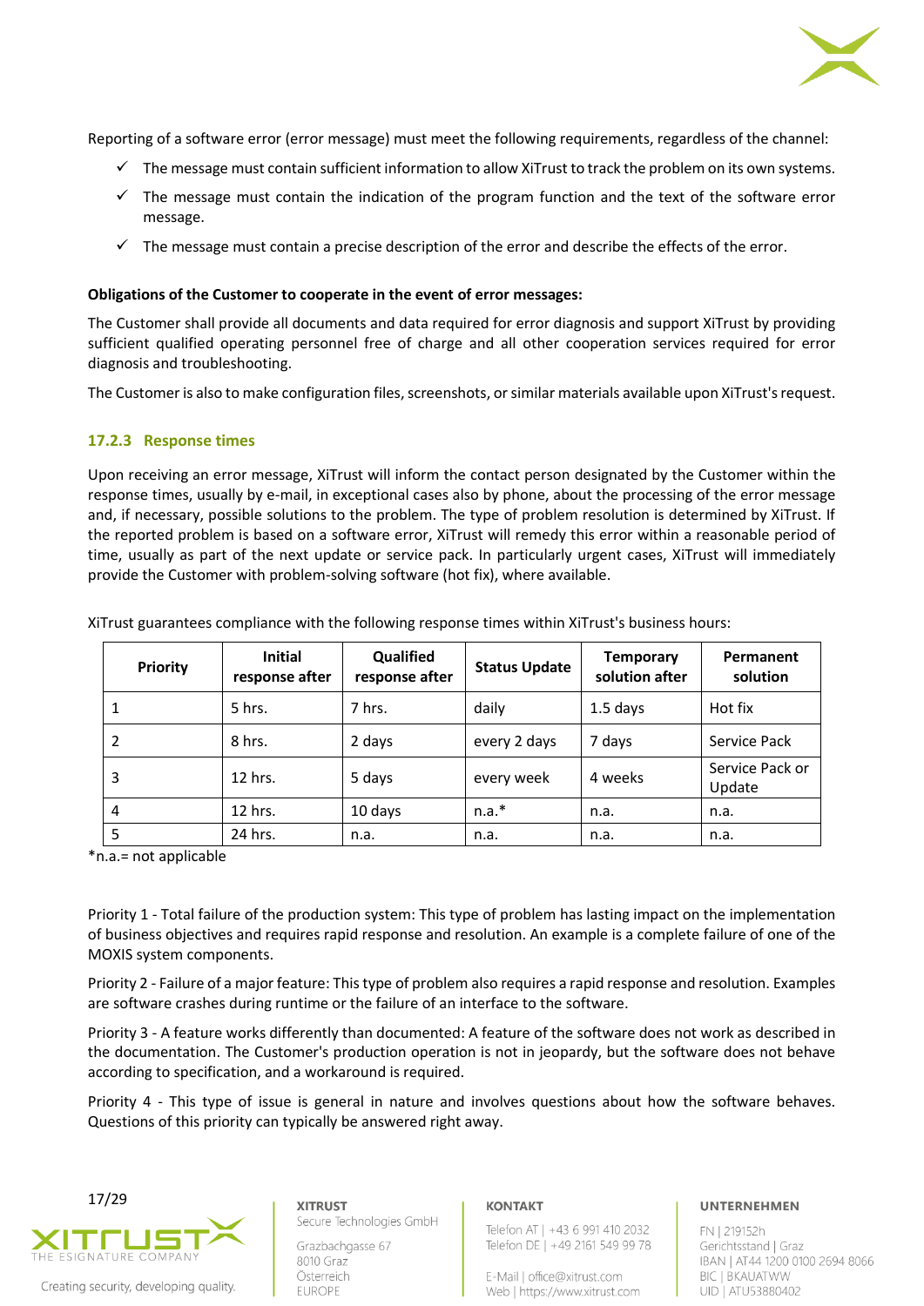Reporting of a software error (error message) must meet the following requirements, regardless of the channel:

- ✓ The message must contain sufficient information to allow XiTrust to track the problem on its own systems.
- ✓ The message must contain the indication of the program function and the text of the software error message.
- ✓ The message must contain a precise description of the error and describe the effects of the error.

**Obligations of the Customer to cooperate in the event of error messages:**

The Customer shall provide all documents and data required for error diagnosis and support XiTrust by providing sufficient qualified operating personnel free of charge and all other cooperation services required for error diagnosis and troubleshooting.

The Customer is also to make configuration files, screenshots, or similar materials available upon XiTrust's request.

### 17.2.3 Response times

Upon receiving an error message, XiTrust will inform the contact person designated by the Customer within the response times, usually by e-mail, in exceptional cases also by phone, about the processing of the error message and, if necessary, possible solutions to the problem. The type of problem resolution is determined by XiTrust. If the reported problem is based on a software error, XiTrust will remedy this error within a reasonable period of time, usually as part of the next update or service pack. In particularly urgent cases, XiTrust will immediately provide the Customer with problem-solving software (hot fix), where available.

XiTrust guarantees compliance with the following response times within XiTrust's business hours:

| Priority | Initial response after | Qualified response after | Status Update | Temporary solution after | Permanent solution |
|---|---|---|---|---|---|
| 1 | 5 hrs. | 7 hrs. | daily | 1.5 days | Hot fix |
| 2 | 8 hrs. | 2 days | every 2 days | 7 days | Service Pack |
| 3 | 12 hrs. | 5 days | every week | 4 weeks | Service Pack or Update |
| 4 | 12 hrs. | 10 days | n.a.* | n.a. | n.a. |
| 5 | 24 hrs. | n.a. | n.a. | n.a. | n.a. |

*n.a.= not applicable

Priority 1 - Total failure of the production system: This type of problem has lasting impact on the implementation of business objectives and requires rapid response and resolution. An example is a complete failure of one of the MOXIS system components.

Priority 2 - Failure of a major feature: This type of problem also requires a rapid response and resolution. Examples are software crashes during runtime or the failure of an interface to the software.

Priority 3 - A feature works differently than documented: A feature of the software does not work as described in the documentation. The Customer's production operation is not in jeopardy, but the software does not behave according to specification, and a workaround is required.

Priority 4 - This type of issue is general in nature and involves questions about how the software behaves. Questions of this priority can typically be answered right away.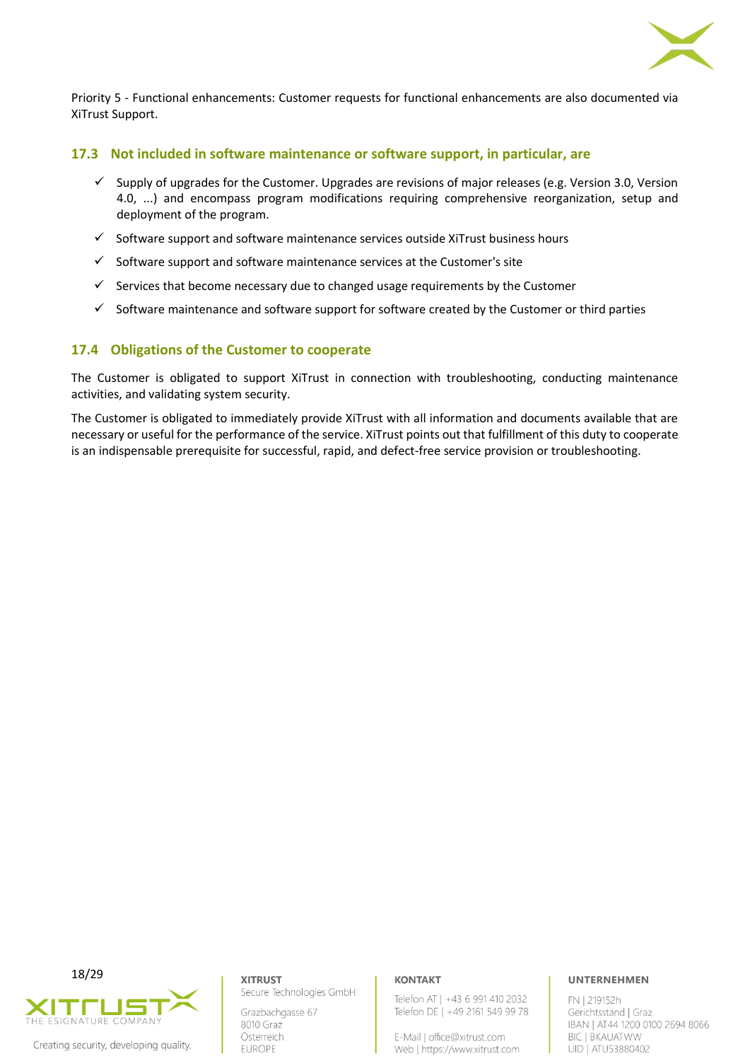Priority 5 - Functional enhancements: Customer requests for functional enhancements are also documented via XiTrust Support.

### 17.3 Not included in software maintenance or software support, in particular, are

- ✓ Supply of upgrades for the Customer. Upgrades are revisions of major releases (e.g. Version 3.0, Version 4.0, ...) and encompass program modifications requiring comprehensive reorganization, setup and deployment of the program.
- ✓ Software support and software maintenance services outside XiTrust business hours
- ✓ Software support and software maintenance services at the Customer's site
- ✓ Services that become necessary due to changed usage requirements by the Customer
- ✓ Software maintenance and software support for software created by the Customer or third parties

### 17.4 Obligations of the Customer to cooperate

The Customer is obligated to support XiTrust in connection with troubleshooting, conducting maintenance activities, and validating system security.

The Customer is obligated to immediately provide XiTrust with all information and documents available that are necessary or useful for the performance of the service. XiTrust points out that fulfillment of this duty to cooperate is an indispensable prerequisite for successful, rapid, and defect-free service provision or troubleshooting.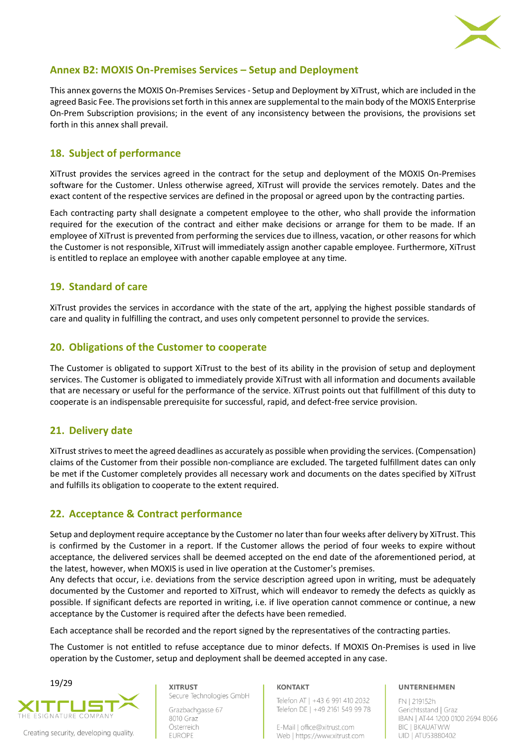## Annex B2: MOXIS On-Premises Services – Setup and Deployment

This annex governs the MOXIS On-Premises Services - Setup and Deployment by XiTrust, which are included in the agreed Basic Fee. The provisions set forth in this annex are supplemental to the main body of the MOXIS Enterprise On-Prem Subscription provisions; in the event of any inconsistency between the provisions, the provisions set forth in this annex shall prevail.

## 18. Subject of performance

XiTrust provides the services agreed in the contract for the setup and deployment of the MOXIS On-Premises software for the Customer. Unless otherwise agreed, XiTrust will provide the services remotely. Dates and the exact content of the respective services are defined in the proposal or agreed upon by the contracting parties.

Each contracting party shall designate a competent employee to the other, who shall provide the information required for the execution of the contract and either make decisions or arrange for them to be made. If an employee of XiTrust is prevented from performing the services due to illness, vacation, or other reasons for which the Customer is not responsible, XiTrust will immediately assign another capable employee. Furthermore, XiTrust is entitled to replace an employee with another capable employee at any time.

## 19. Standard of care

XiTrust provides the services in accordance with the state of the art, applying the highest possible standards of care and quality in fulfilling the contract, and uses only competent personnel to provide the services.

## 20. Obligations of the Customer to cooperate

The Customer is obligated to support XiTrust to the best of its ability in the provision of setup and deployment services. The Customer is obligated to immediately provide XiTrust with all information and documents available that are necessary or useful for the performance of the service. XiTrust points out that fulfillment of this duty to cooperate is an indispensable prerequisite for successful, rapid, and defect-free service provision.

## 21. Delivery date

XiTrust strives to meet the agreed deadlines as accurately as possible when providing the services. (Compensation) claims of the Customer from their possible non-compliance are excluded. The targeted fulfillment dates can only be met if the Customer completely provides all necessary work and documents on the dates specified by XiTrust and fulfills its obligation to cooperate to the extent required.

## 22. Acceptance & Contract performance

Setup and deployment require acceptance by the Customer no later than four weeks after delivery by XiTrust. This is confirmed by the Customer in a report. If the Customer allows the period of four weeks to expire without acceptance, the delivered services shall be deemed accepted on the end date of the aforementioned period, at the latest, however, when MOXIS is used in live operation at the Customer's premises.
Any defects that occur, i.e. deviations from the service description agreed upon in writing, must be adequately documented by the Customer and reported to XiTrust, which will endeavor to remedy the defects as quickly as possible. If significant defects are reported in writing, i.e. if live operation cannot commence or continue, a new acceptance by the Customer is required after the defects have been remedied.

Each acceptance shall be recorded and the report signed by the representatives of the contracting parties.

The Customer is not entitled to refuse acceptance due to minor defects. If MOXIS On-Premises is used in live operation by the Customer, setup and deployment shall be deemed accepted in any case.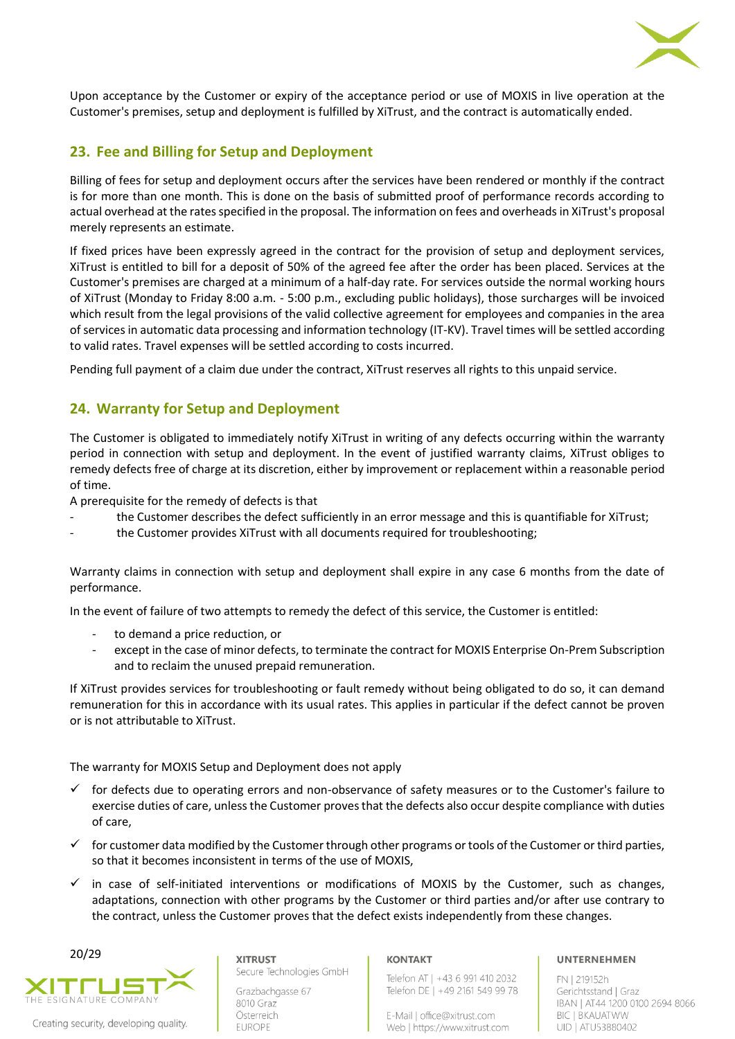Upon acceptance by the Customer or expiry of the acceptance period or use of MOXIS in live operation at the Customer's premises, setup and deployment is fulfilled by XiTrust, and the contract is automatically ended.

## 23. Fee and Billing for Setup and Deployment

Billing of fees for setup and deployment occurs after the services have been rendered or monthly if the contract is for more than one month. This is done on the basis of submitted proof of performance records according to actual overhead at the rates specified in the proposal. The information on fees and overheads in XiTrust's proposal merely represents an estimate.

If fixed prices have been expressly agreed in the contract for the provision of setup and deployment services, XiTrust is entitled to bill for a deposit of 50% of the agreed fee after the order has been placed. Services at the Customer's premises are charged at a minimum of a half-day rate. For services outside the normal working hours of XiTrust (Monday to Friday 8:00 a.m. - 5:00 p.m., excluding public holidays), those surcharges will be invoiced which result from the legal provisions of the valid collective agreement for employees and companies in the area of services in automatic data processing and information technology (IT-KV). Travel times will be settled according to valid rates. Travel expenses will be settled according to costs incurred.

Pending full payment of a claim due under the contract, XiTrust reserves all rights to this unpaid service.

## 24. Warranty for Setup and Deployment

The Customer is obligated to immediately notify XiTrust in writing of any defects occurring within the warranty period in connection with setup and deployment. In the event of justified warranty claims, XiTrust obliges to remedy defects free of charge at its discretion, either by improvement or replacement within a reasonable period of time.

A prerequisite for the remedy of defects is that

- the Customer describes the defect sufficiently in an error message and this is quantifiable for XiTrust;
- the Customer provides XiTrust with all documents required for troubleshooting;

Warranty claims in connection with setup and deployment shall expire in any case 6 months from the date of performance.

In the event of failure of two attempts to remedy the defect of this service, the Customer is entitled:

- to demand a price reduction, or
- except in the case of minor defects, to terminate the contract for MOXIS Enterprise On-Prem Subscription and to reclaim the unused prepaid remuneration.

If XiTrust provides services for troubleshooting or fault remedy without being obligated to do so, it can demand remuneration for this in accordance with its usual rates. This applies in particular if the defect cannot be proven or is not attributable to XiTrust.

The warranty for MOXIS Setup and Deployment does not apply

- ✓ for defects due to operating errors and non-observance of safety measures or to the Customer's failure to exercise duties of care, unless the Customer proves that the defects also occur despite compliance with duties of care,
- ✓ for customer data modified by the Customer through other programs or tools of the Customer or third parties, so that it becomes inconsistent in terms of the use of MOXIS,
- ✓ in case of self-initiated interventions or modifications of MOXIS by the Customer, such as changes, adaptations, connection with other programs by the Customer or third parties and/or after use contrary to the contract, unless the Customer proves that the defect exists independently from these changes.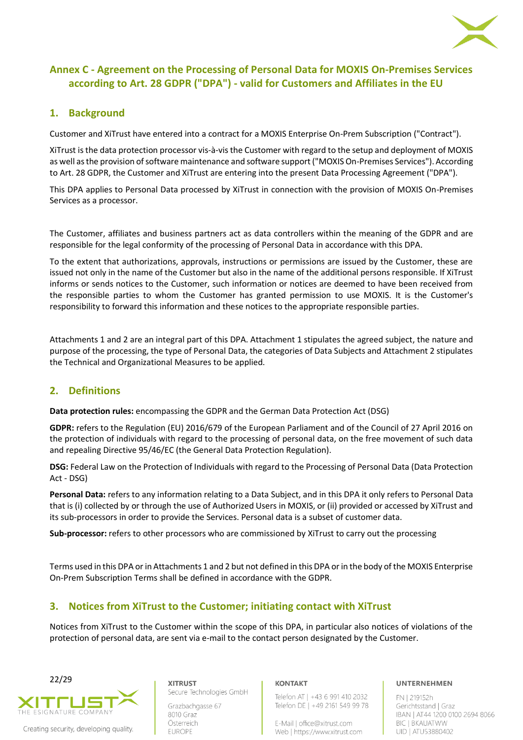# Annex C - Agreement on the Processing of Personal Data for MOXIS On-Premises Services according to Art. 28 GDPR ("DPA") - valid for Customers and Affiliates in the EU

## 1. Background

Customer and XiTrust have entered into a contract for a MOXIS Enterprise On-Prem Subscription ("Contract").

XiTrust is the data protection processor vis-à-vis the Customer with regard to the setup and deployment of MOXIS as well as the provision of software maintenance and software support ("MOXIS On-Premises Services"). According to Art. 28 GDPR, the Customer and XiTrust are entering into the present Data Processing Agreement ("DPA").

This DPA applies to Personal Data processed by XiTrust in connection with the provision of MOXIS On-Premises Services as a processor.

The Customer, affiliates and business partners act as data controllers within the meaning of the GDPR and are responsible for the legal conformity of the processing of Personal Data in accordance with this DPA.

To the extent that authorizations, approvals, instructions or permissions are issued by the Customer, these are issued not only in the name of the Customer but also in the name of the additional persons responsible. If XiTrust informs or sends notices to the Customer, such information or notices are deemed to have been received from the responsible parties to whom the Customer has granted permission to use MOXIS. It is the Customer's responsibility to forward this information and these notices to the appropriate responsible parties.

Attachments 1 and 2 are an integral part of this DPA. Attachment 1 stipulates the agreed subject, the nature and purpose of the processing, the type of Personal Data, the categories of Data Subjects and Attachment 2 stipulates the Technical and Organizational Measures to be applied.

## 2. Definitions

**Data protection rules:** encompassing the GDPR and the German Data Protection Act (DSG)

**GDPR:** refers to the Regulation (EU) 2016/679 of the European Parliament and of the Council of 27 April 2016 on the protection of individuals with regard to the processing of personal data, on the free movement of such data and repealing Directive 95/46/EC (the General Data Protection Regulation).

**DSG:** Federal Law on the Protection of Individuals with regard to the Processing of Personal Data (Data Protection Act - DSG)

**Personal Data:** refers to any information relating to a Data Subject, and in this DPA it only refers to Personal Data that is (i) collected by or through the use of Authorized Users in MOXIS, or (ii) provided or accessed by XiTrust and its sub-processors in order to provide the Services. Personal data is a subset of customer data.

**Sub-processor:** refers to other processors who are commissioned by XiTrust to carry out the processing

Terms used in this DPA or in Attachments 1 and 2 but not defined in this DPA or in the body of the MOXIS Enterprise On-Prem Subscription Terms shall be defined in accordance with the GDPR.

## 3. Notices from XiTrust to the Customer; initiating contact with XiTrust

Notices from XiTrust to the Customer within the scope of this DPA, in particular also notices of violations of the protection of personal data, are sent via e-mail to the contact person designated by the Customer.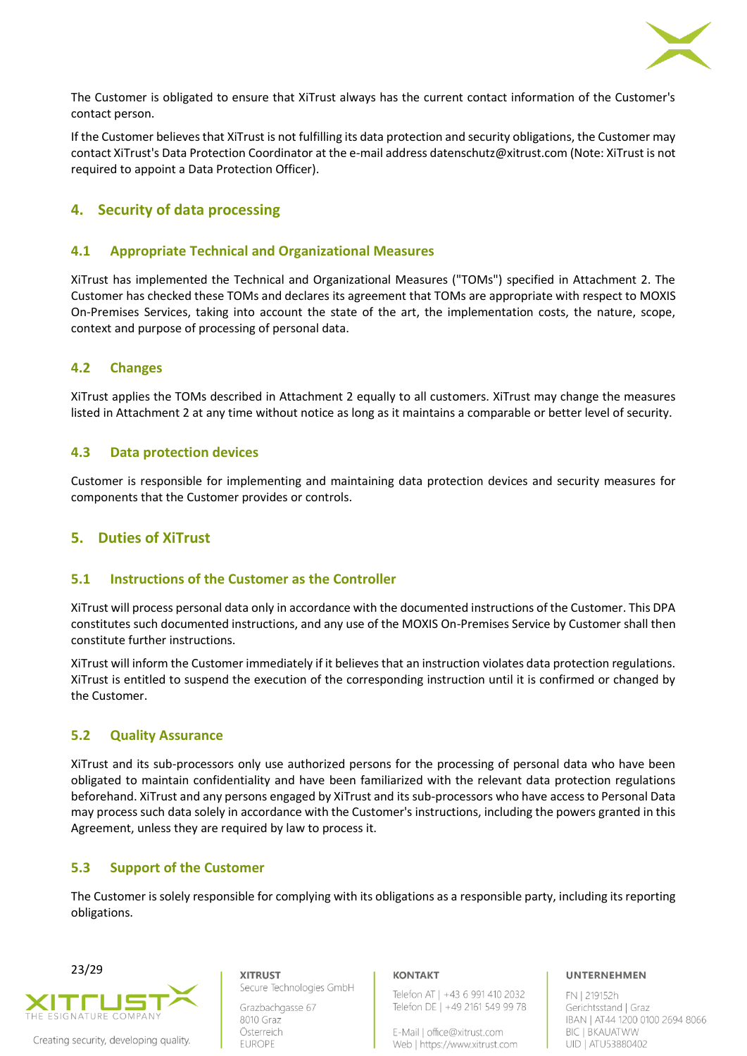The Customer is obligated to ensure that XiTrust always has the current contact information of the Customer's contact person.

If the Customer believes that XiTrust is not fulfilling its data protection and security obligations, the Customer may contact XiTrust's Data Protection Coordinator at the e-mail address datenschutz@xitrust.com (Note: XiTrust is not required to appoint a Data Protection Officer).

## 4. Security of data processing

### 4.1 Appropriate Technical and Organizational Measures

XiTrust has implemented the Technical and Organizational Measures ("TOMs") specified in Attachment 2. The Customer has checked these TOMs and declares its agreement that TOMs are appropriate with respect to MOXIS On-Premises Services, taking into account the state of the art, the implementation costs, the nature, scope, context and purpose of processing of personal data.

### 4.2 Changes

XiTrust applies the TOMs described in Attachment 2 equally to all customers. XiTrust may change the measures listed in Attachment 2 at any time without notice as long as it maintains a comparable or better level of security.

### 4.3 Data protection devices

Customer is responsible for implementing and maintaining data protection devices and security measures for components that the Customer provides or controls.

## 5. Duties of XiTrust

### 5.1 Instructions of the Customer as the Controller

XiTrust will process personal data only in accordance with the documented instructions of the Customer. This DPA constitutes such documented instructions, and any use of the MOXIS On-Premises Service by Customer shall then constitute further instructions.

XiTrust will inform the Customer immediately if it believes that an instruction violates data protection regulations. XiTrust is entitled to suspend the execution of the corresponding instruction until it is confirmed or changed by the Customer.

### 5.2 Quality Assurance

XiTrust and its sub-processors only use authorized persons for the processing of personal data who have been obligated to maintain confidentiality and have been familiarized with the relevant data protection regulations beforehand. XiTrust and any persons engaged by XiTrust and its sub-processors who have access to Personal Data may process such data solely in accordance with the Customer's instructions, including the powers granted in this Agreement, unless they are required by law to process it.

### 5.3 Support of the Customer

The Customer is solely responsible for complying with its obligations as a responsible party, including its reporting obligations.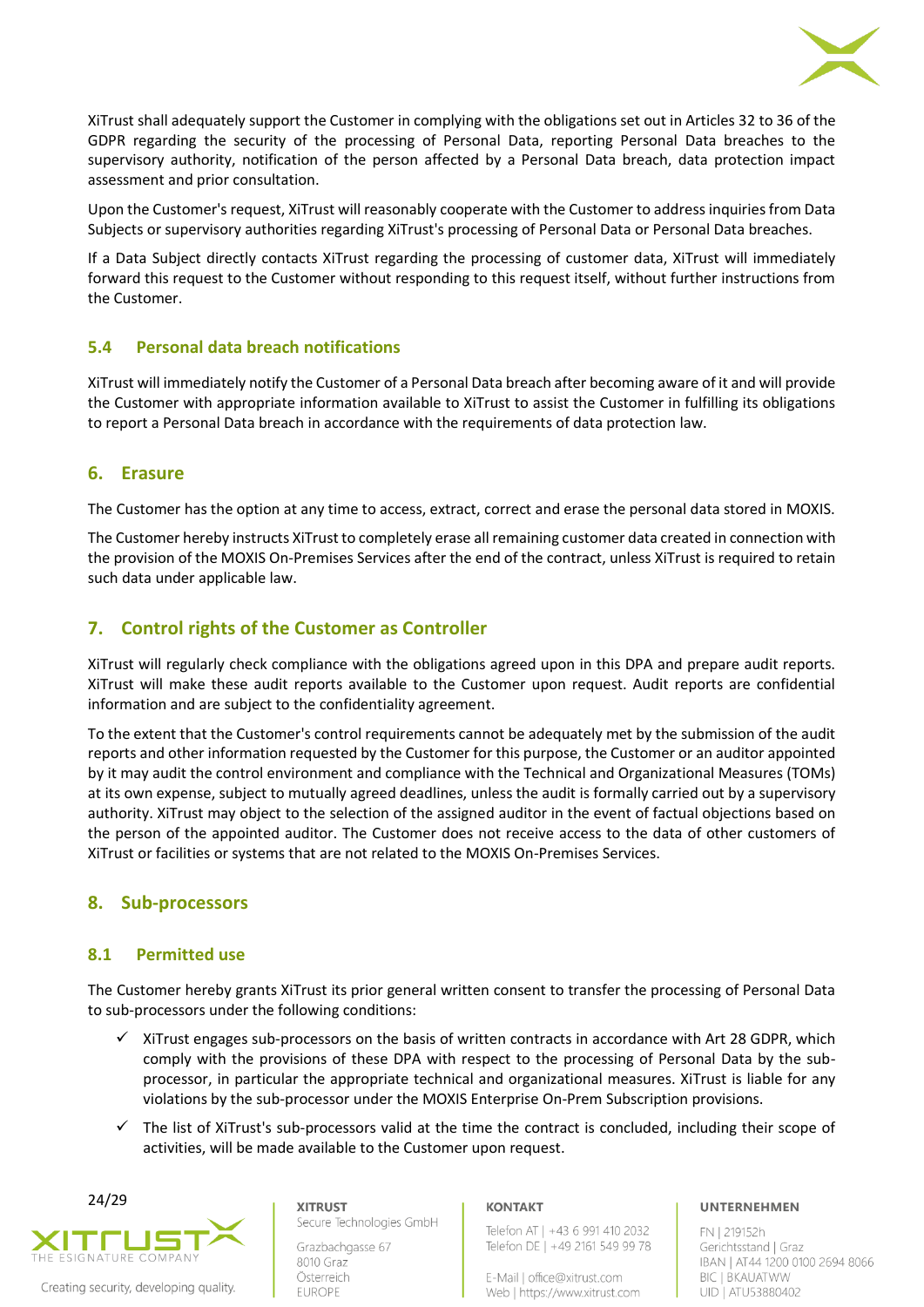XiTrust shall adequately support the Customer in complying with the obligations set out in Articles 32 to 36 of the GDPR regarding the security of the processing of Personal Data, reporting Personal Data breaches to the supervisory authority, notification of the person affected by a Personal Data breach, data protection impact assessment and prior consultation.

Upon the Customer's request, XiTrust will reasonably cooperate with the Customer to address inquiries from Data Subjects or supervisory authorities regarding XiTrust's processing of Personal Data or Personal Data breaches.

If a Data Subject directly contacts XiTrust regarding the processing of customer data, XiTrust will immediately forward this request to the Customer without responding to this request itself, without further instructions from the Customer.

### 5.4 Personal data breach notifications

XiTrust will immediately notify the Customer of a Personal Data breach after becoming aware of it and will provide the Customer with appropriate information available to XiTrust to assist the Customer in fulfilling its obligations to report a Personal Data breach in accordance with the requirements of data protection law.

## 6. Erasure

The Customer has the option at any time to access, extract, correct and erase the personal data stored in MOXIS.

The Customer hereby instructs XiTrust to completely erase all remaining customer data created in connection with the provision of the MOXIS On-Premises Services after the end of the contract, unless XiTrust is required to retain such data under applicable law.

## 7. Control rights of the Customer as Controller

XiTrust will regularly check compliance with the obligations agreed upon in this DPA and prepare audit reports. XiTrust will make these audit reports available to the Customer upon request. Audit reports are confidential information and are subject to the confidentiality agreement.

To the extent that the Customer's control requirements cannot be adequately met by the submission of the audit reports and other information requested by the Customer for this purpose, the Customer or an auditor appointed by it may audit the control environment and compliance with the Technical and Organizational Measures (TOMs) at its own expense, subject to mutually agreed deadlines, unless the audit is formally carried out by a supervisory authority. XiTrust may object to the selection of the assigned auditor in the event of factual objections based on the person of the appointed auditor. The Customer does not receive access to the data of other customers of XiTrust or facilities or systems that are not related to the MOXIS On-Premises Services.

## 8. Sub-processors

### 8.1 Permitted use

The Customer hereby grants XiTrust its prior general written consent to transfer the processing of Personal Data to sub-processors under the following conditions:

- ✓ XiTrust engages sub-processors on the basis of written contracts in accordance with Art 28 GDPR, which comply with the provisions of these DPA with respect to the processing of Personal Data by the sub-processor, in particular the appropriate technical and organizational measures. XiTrust is liable for any violations by the sub-processor under the MOXIS Enterprise On-Prem Subscription provisions.
- ✓ The list of XiTrust's sub-processors valid at the time the contract is concluded, including their scope of activities, will be made available to the Customer upon request.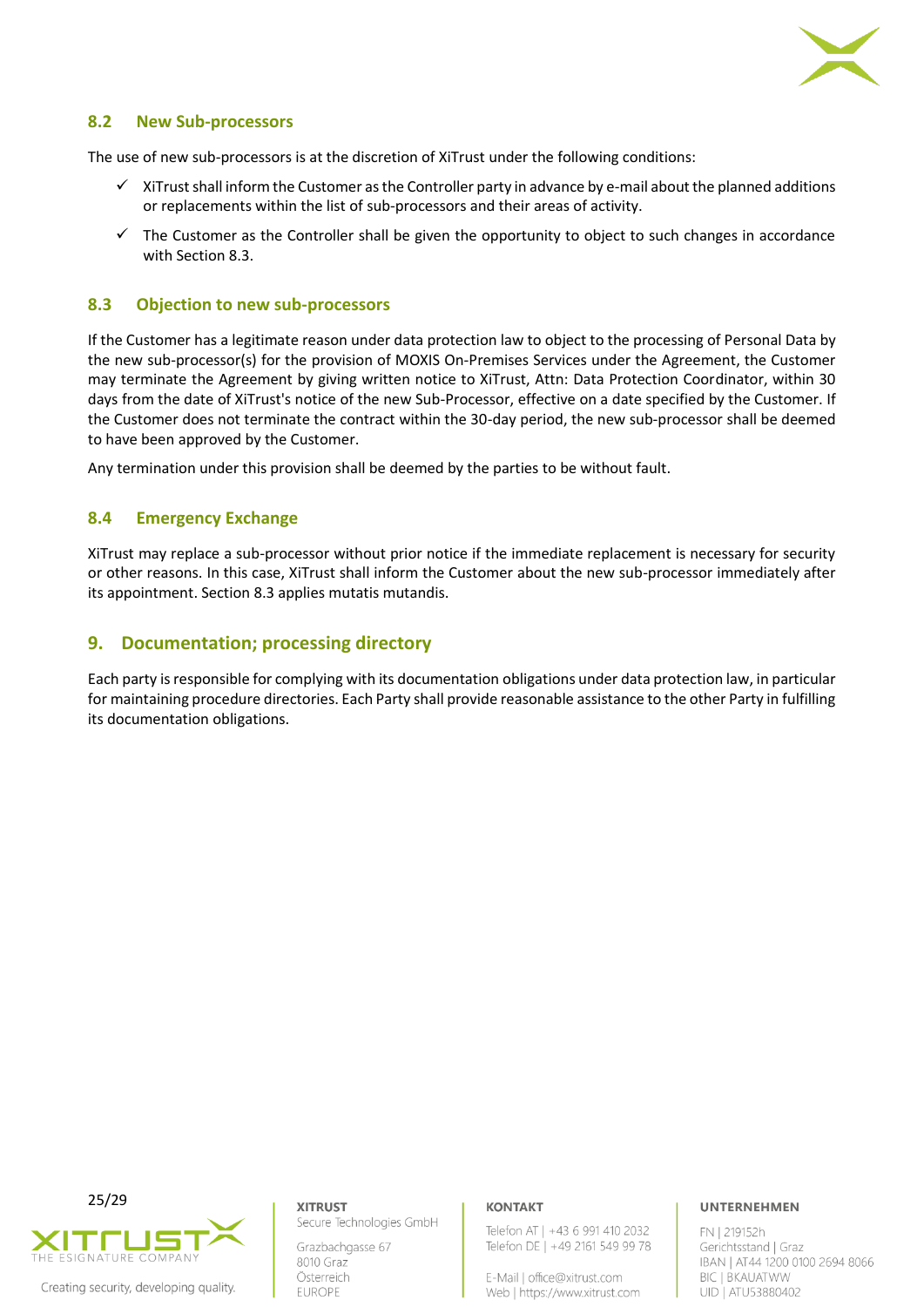### 8.2 New Sub-processors

The use of new sub-processors is at the discretion of XiTrust under the following conditions:

- ✓ XiTrust shall inform the Customer as the Controller party in advance by e-mail about the planned additions or replacements within the list of sub-processors and their areas of activity.
- ✓ The Customer as the Controller shall be given the opportunity to object to such changes in accordance with Section 8.3.

### 8.3 Objection to new sub-processors

If the Customer has a legitimate reason under data protection law to object to the processing of Personal Data by the new sub-processor(s) for the provision of MOXIS On-Premises Services under the Agreement, the Customer may terminate the Agreement by giving written notice to XiTrust, Attn: Data Protection Coordinator, within 30 days from the date of XiTrust's notice of the new Sub-Processor, effective on a date specified by the Customer. If the Customer does not terminate the contract within the 30-day period, the new sub-processor shall be deemed to have been approved by the Customer.

Any termination under this provision shall be deemed by the parties to be without fault.

### 8.4 Emergency Exchange

XiTrust may replace a sub-processor without prior notice if the immediate replacement is necessary for security or other reasons. In this case, XiTrust shall inform the Customer about the new sub-processor immediately after its appointment. Section 8.3 applies mutatis mutandis.

## 9. Documentation; processing directory

Each party is responsible for complying with its documentation obligations under data protection law, in particular for maintaining procedure directories. Each Party shall provide reasonable assistance to the other Party in fulfilling its documentation obligations.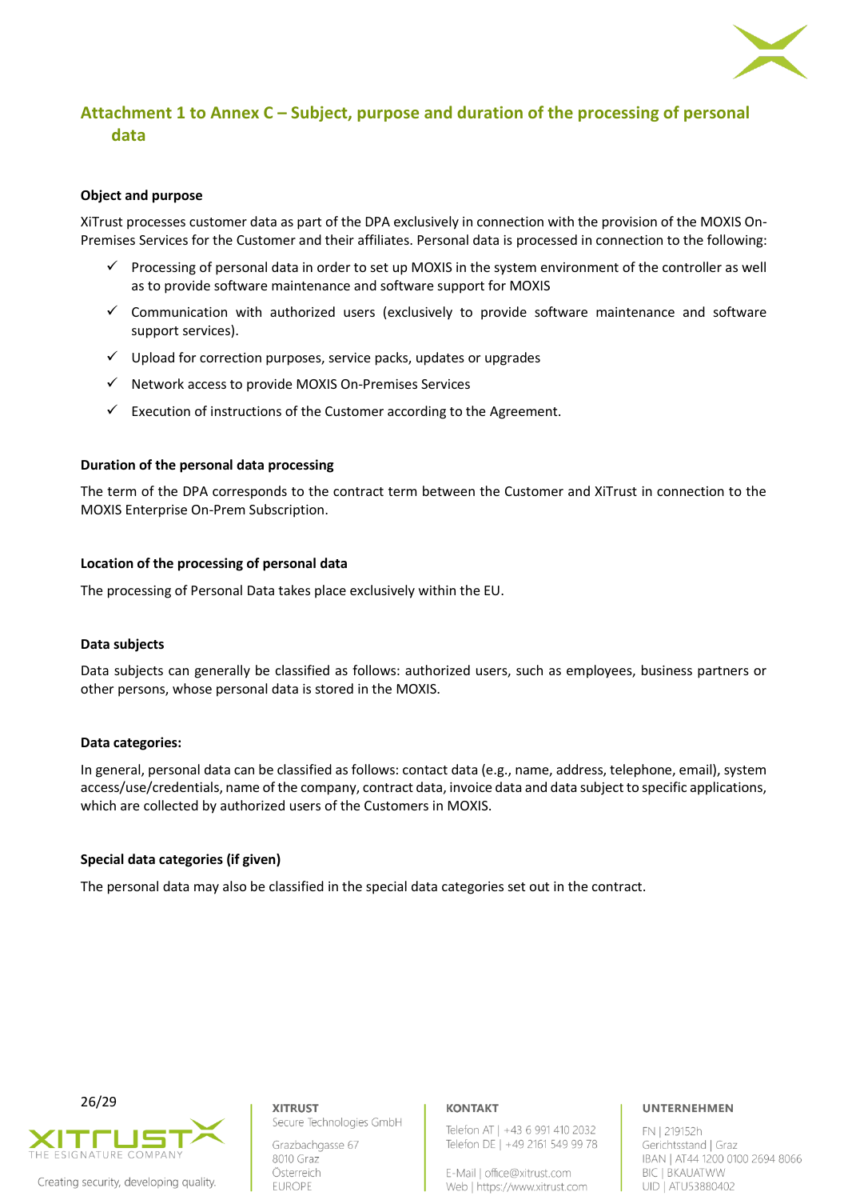## Attachment 1 to Annex C – Subject, purpose and duration of the processing of personal data

**Object and purpose**

XiTrust processes customer data as part of the DPA exclusively in connection with the provision of the MOXIS On-Premises Services for the Customer and their affiliates. Personal data is processed in connection to the following:

- ✓ Processing of personal data in order to set up MOXIS in the system environment of the controller as well as to provide software maintenance and software support for MOXIS
- ✓ Communication with authorized users (exclusively to provide software maintenance and software support services).
- ✓ Upload for correction purposes, service packs, updates or upgrades
- ✓ Network access to provide MOXIS On-Premises Services
- ✓ Execution of instructions of the Customer according to the Agreement.

**Duration of the personal data processing**

The term of the DPA corresponds to the contract term between the Customer and XiTrust in connection to the MOXIS Enterprise On-Prem Subscription.

**Location of the processing of personal data**

The processing of Personal Data takes place exclusively within the EU.

**Data subjects**

Data subjects can generally be classified as follows: authorized users, such as employees, business partners or other persons, whose personal data is stored in the MOXIS.

**Data categories:**

In general, personal data can be classified as follows: contact data (e.g., name, address, telephone, email), system access/use/credentials, name of the company, contract data, invoice data and data subject to specific applications, which are collected by authorized users of the Customers in MOXIS.

**Special data categories (if given)**

The personal data may also be classified in the special data categories set out in the contract.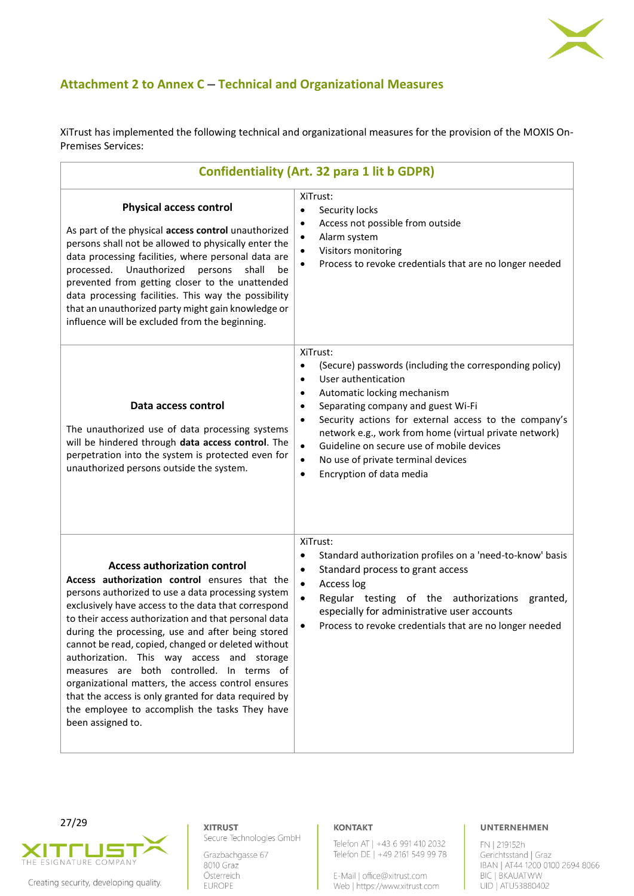## Attachment 2 to Annex C – Technical and Organizational Measures

XiTrust has implemented the following technical and organizational measures for the provision of the MOXIS On-Premises Services:

| Confidentiality (Art. 32 para 1 lit b GDPR) | |
|---|---|
| **Physical access control**<br><br>As part of the physical **access control** unauthorized persons shall not be allowed to physically enter the data processing facilities, where personal data are processed. Unauthorized persons shall be prevented from getting closer to the unattended data processing facilities. This way the possibility that an unauthorized party might gain knowledge or influence will be excluded from the beginning. | XiTrust:<br>• Security locks<br>• Access not possible from outside<br>• Alarm system<br>• Visitors monitoring<br>• Process to revoke credentials that are no longer needed |
| **Data access control**<br><br>The unauthorized use of data processing systems will be hindered through **data access control**. The perpetration into the system is protected even for unauthorized persons outside the system. | XiTrust:<br>• (Secure) passwords (including the corresponding policy)<br>• User authentication<br>• Automatic locking mechanism<br>• Separating company and guest Wi-Fi<br>• Security actions for external access to the company's network e.g., work from home (virtual private network)<br>• Guideline on secure use of mobile devices<br>• No use of private terminal devices<br>• Encryption of data media |
| **Access authorization control**<br>**Access authorization control** ensures that the persons authorized to use a data processing system exclusively have access to the data that correspond to their access authorization and that personal data during the processing, use and after being stored cannot be read, copied, changed or deleted without authorization. This way access and storage measures are both controlled. In terms of organizational matters, the access control ensures that the access is only granted for data required by the employee to accomplish the tasks They have been assigned to. | XiTrust:<br>• Standard authorization profiles on a 'need-to-know' basis<br>• Standard process to grant access<br>• Access log<br>• Regular testing of the authorizations granted, especially for administrative user accounts<br>• Process to revoke credentials that are no longer needed |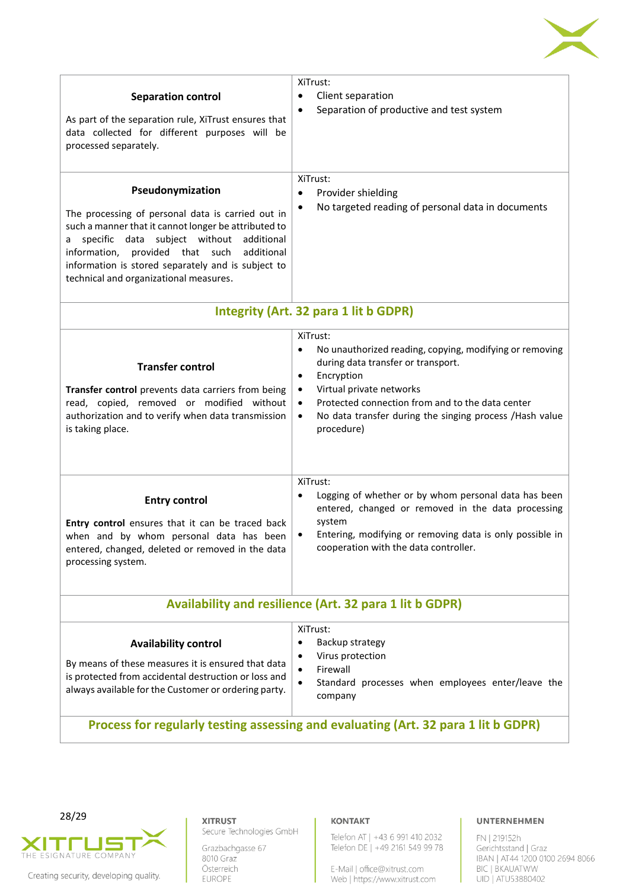| | |
|---|---|
| **Separation control**<br><br>As part of the separation rule, XiTrust ensures that data collected for different purposes will be processed separately. | XiTrust:<br>• Client separation<br>• Separation of productive and test system |
| **Pseudonymization**<br><br>The processing of personal data is carried out in such a manner that it cannot longer be attributed to a specific data subject without additional information, provided that such additional information is stored separately and is subject to technical and organizational measures. | XiTrust:<br>• Provider shielding<br>• No targeted reading of personal data in documents |
| **Integrity (Art. 32 para 1 lit b GDPR)** | |
| **Transfer control**<br><br>**Transfer control** prevents data carriers from being read, copied, removed or modified without authorization and to verify when data transmission is taking place. | XiTrust:<br>• No unauthorized reading, copying, modifying or removing during data transfer or transport.<br>• Encryption<br>• Virtual private networks<br>• Protected connection from and to the data center<br>• No data transfer during the singing process /Hash value procedure) |
| **Entry control**<br><br>**Entry control** ensures that it can be traced back when and by whom personal data has been entered, changed, deleted or removed in the data processing system. | XiTrust:<br>• Logging of whether or by whom personal data has been entered, changed or removed in the data processing system<br>• Entering, modifying or removing data is only possible in cooperation with the data controller. |
| **Availability and resilience (Art. 32 para 1 lit b GDPR)** | |
| **Availability control**<br><br>By means of these measures it is ensured that data is protected from accidental destruction or loss and always available for the Customer or ordering party. | XiTrust:<br>• Backup strategy<br>• Virus protection<br>• Firewall<br>• Standard processes when employees enter/leave the company |
| **Process for regularly testing assessing and evaluating (Art. 32 para 1 lit b GDPR)** | |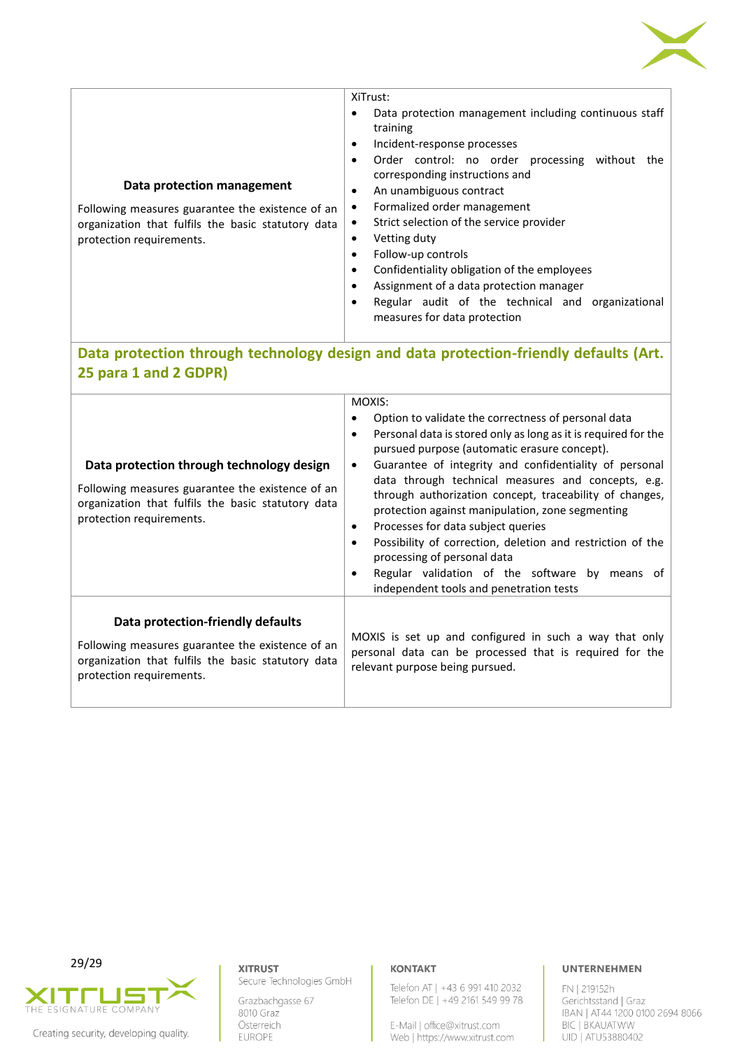| | |
|---|---|
| **Data protection management**<br><br>Following measures guarantee the existence of an organization that fulfils the basic statutory data protection requirements. | XiTrust:<br>• Data protection management including continuous staff training<br>• Incident-response processes<br>• Order control: no order processing without the corresponding instructions and<br>• An unambiguous contract<br>• Formalized order management<br>• Strict selection of the service provider<br>• Vetting duty<br>• Follow-up controls<br>• Confidentiality obligation of the employees<br>• Assignment of a data protection manager<br>• Regular audit of the technical and organizational measures for data protection |

## Data protection through technology design and data protection-friendly defaults (Art. 25 para 1 and 2 GDPR)

| | |
|---|---|
| **Data protection through technology design**<br><br>Following measures guarantee the existence of an organization that fulfils the basic statutory data protection requirements. | MOXIS:<br>• Option to validate the correctness of personal data<br>• Personal data is stored only as long as it is required for the pursued purpose (automatic erasure concept).<br>• Guarantee of integrity and confidentiality of personal data through technical measures and concepts, e.g. through authorization concept, traceability of changes, protection against manipulation, zone segmenting<br>• Processes for data subject queries<br>• Possibility of correction, deletion and restriction of the processing of personal data<br>• Regular validation of the software by means of independent tools and penetration tests |
| **Data protection-friendly defaults**<br><br>Following measures guarantee the existence of an organization that fulfils the basic statutory data protection requirements. | MOXIS is set up and configured in such a way that only personal data can be processed that is required for the relevant purpose being pursued. |